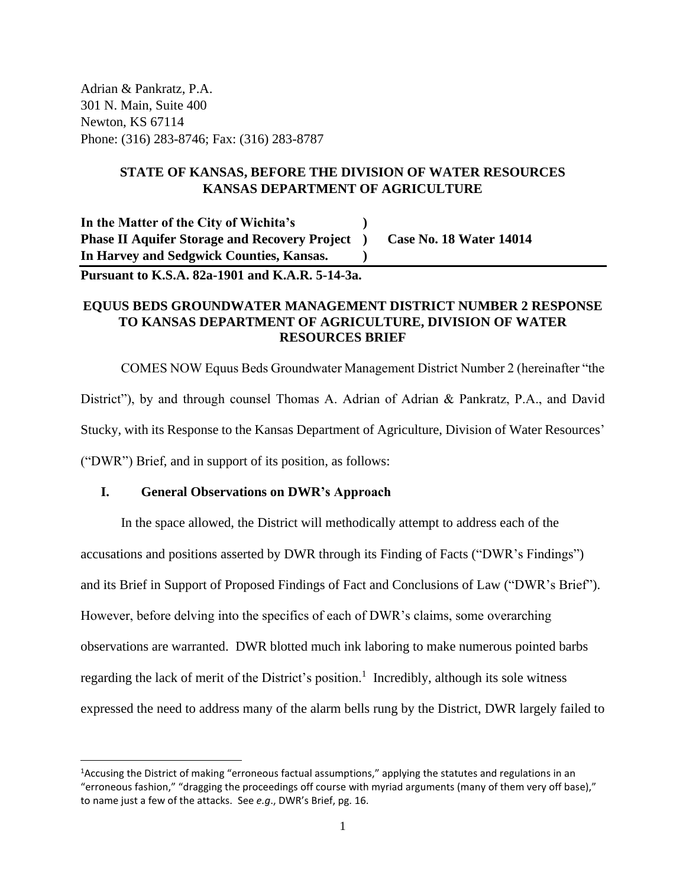Adrian & Pankratz, P.A.
301 N. Main, Suite 400
Newton, KS 67114
Phone: (316) 283-8746; Fax: (316) 283-8787

**STATE OF KANSAS, BEFORE THE DIVISION OF WATER RESOURCES**
**KANSAS DEPARTMENT OF AGRICULTURE**

| | | |
|---|---|---|
| **In the Matter of the City of Wichita's** | **)** | |
| **Phase II Aquifer Storage and Recovery Project** | **)** | **Case No. 18 Water 14014** |
| **In Harvey and Sedgwick Counties, Kansas.** | **)** | |

**Pursuant to K.S.A. 82a-1901 and K.A.R. 5-14-3a.**

**EQUUS BEDS GROUNDWATER MANAGEMENT DISTRICT NUMBER 2 RESPONSE TO KANSAS DEPARTMENT OF AGRICULTURE, DIVISION OF WATER RESOURCES BRIEF**

COMES NOW Equus Beds Groundwater Management District Number 2 (hereinafter "the District"), by and through counsel Thomas A. Adrian of Adrian & Pankratz, P.A., and David Stucky, with its Response to the Kansas Department of Agriculture, Division of Water Resources' ("DWR") Brief, and in support of its position, as follows:

## I. General Observations on DWR's Approach

In the space allowed, the District will methodically attempt to address each of the accusations and positions asserted by DWR through its Finding of Facts ("DWR's Findings") and its Brief in Support of Proposed Findings of Fact and Conclusions of Law ("DWR's Brief"). However, before delving into the specifics of each of DWR's claims, some overarching observations are warranted. DWR blotted much ink laboring to make numerous pointed barbs regarding the lack of merit of the District's position.[1] Incredibly, although its sole witness expressed the need to address many of the alarm bells rung by the District, DWR largely failed to

[1] Accusing the District of making "erroneous factual assumptions," applying the statutes and regulations in an "erroneous fashion," "dragging the proceedings off course with myriad arguments (many of them very off base)," to name just a few of the attacks. See *e.g.*, DWR's Brief, pg. 16.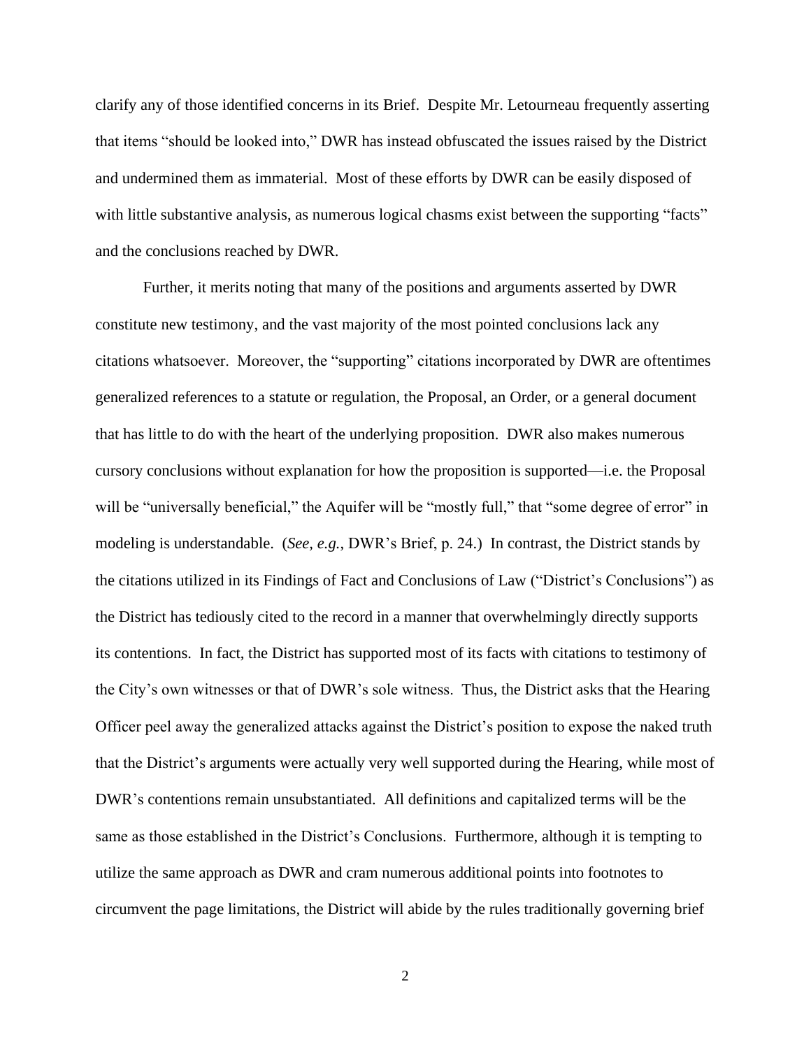clarify any of those identified concerns in its Brief. Despite Mr. Letourneau frequently asserting that items "should be looked into," DWR has instead obfuscated the issues raised by the District and undermined them as immaterial. Most of these efforts by DWR can be easily disposed of with little substantive analysis, as numerous logical chasms exist between the supporting "facts" and the conclusions reached by DWR.

Further, it merits noting that many of the positions and arguments asserted by DWR constitute new testimony, and the vast majority of the most pointed conclusions lack any citations whatsoever. Moreover, the "supporting" citations incorporated by DWR are oftentimes generalized references to a statute or regulation, the Proposal, an Order, or a general document that has little to do with the heart of the underlying proposition. DWR also makes numerous cursory conclusions without explanation for how the proposition is supported—i.e. the Proposal will be "universally beneficial," the Aquifer will be "mostly full," that "some degree of error" in modeling is understandable. (*See, e.g.*, DWR's Brief, p. 24.) In contrast, the District stands by the citations utilized in its Findings of Fact and Conclusions of Law ("District's Conclusions") as the District has tediously cited to the record in a manner that overwhelmingly directly supports its contentions. In fact, the District has supported most of its facts with citations to testimony of the City's own witnesses or that of DWR's sole witness. Thus, the District asks that the Hearing Officer peel away the generalized attacks against the District's position to expose the naked truth that the District's arguments were actually very well supported during the Hearing, while most of DWR's contentions remain unsubstantiated. All definitions and capitalized terms will be the same as those established in the District's Conclusions. Furthermore, although it is tempting to utilize the same approach as DWR and cram numerous additional points into footnotes to circumvent the page limitations, the District will abide by the rules traditionally governing brief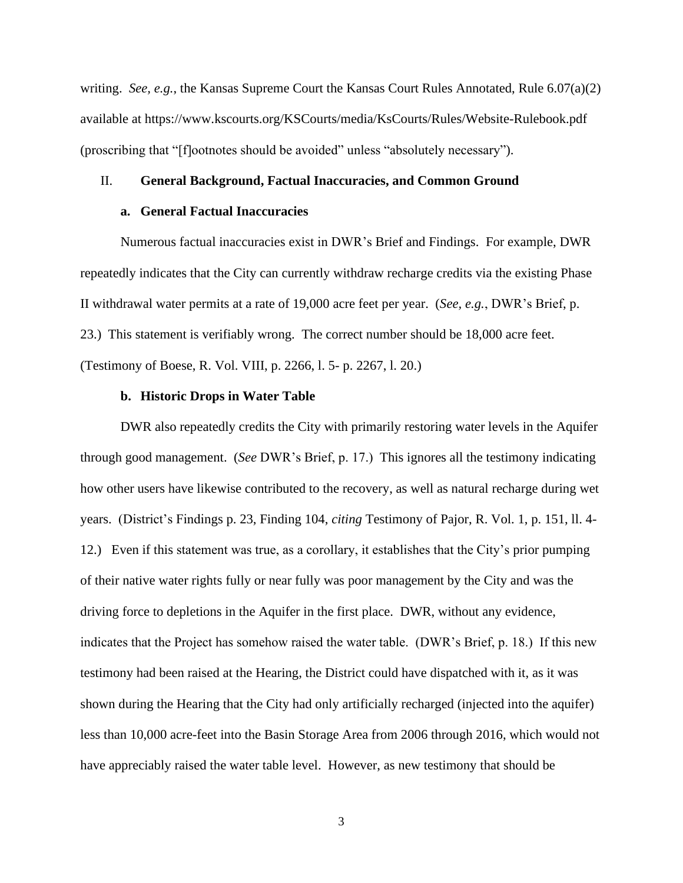writing. *See, e.g.*, the Kansas Supreme Court the Kansas Court Rules Annotated, Rule 6.07(a)(2) available at https://www.kscourts.org/KSCourts/media/KsCourts/Rules/Website-Rulebook.pdf (proscribing that "[f]ootnotes should be avoided" unless "absolutely necessary").

## II. General Background, Factual Inaccuracies, and Common Ground

### a. General Factual Inaccuracies

Numerous factual inaccuracies exist in DWR's Brief and Findings. For example, DWR repeatedly indicates that the City can currently withdraw recharge credits via the existing Phase II withdrawal water permits at a rate of 19,000 acre feet per year. (*See, e.g.*, DWR's Brief, p. 23.) This statement is verifiably wrong. The correct number should be 18,000 acre feet. (Testimony of Boese, R. Vol. VIII, p. 2266, l. 5- p. 2267, l. 20.)

### b. Historic Drops in Water Table

DWR also repeatedly credits the City with primarily restoring water levels in the Aquifer through good management. (*See* DWR's Brief, p. 17.) This ignores all the testimony indicating how other users have likewise contributed to the recovery, as well as natural recharge during wet years. (District's Findings p. 23, Finding 104, *citing* Testimony of Pajor, R. Vol. 1, p. 151, ll. 4-12.) Even if this statement was true, as a corollary, it establishes that the City's prior pumping of their native water rights fully or near fully was poor management by the City and was the driving force to depletions in the Aquifer in the first place. DWR, without any evidence, indicates that the Project has somehow raised the water table. (DWR's Brief, p. 18.) If this new testimony had been raised at the Hearing, the District could have dispatched with it, as it was shown during the Hearing that the City had only artificially recharged (injected into the aquifer) less than 10,000 acre-feet into the Basin Storage Area from 2006 through 2016, which would not have appreciably raised the water table level. However, as new testimony that should be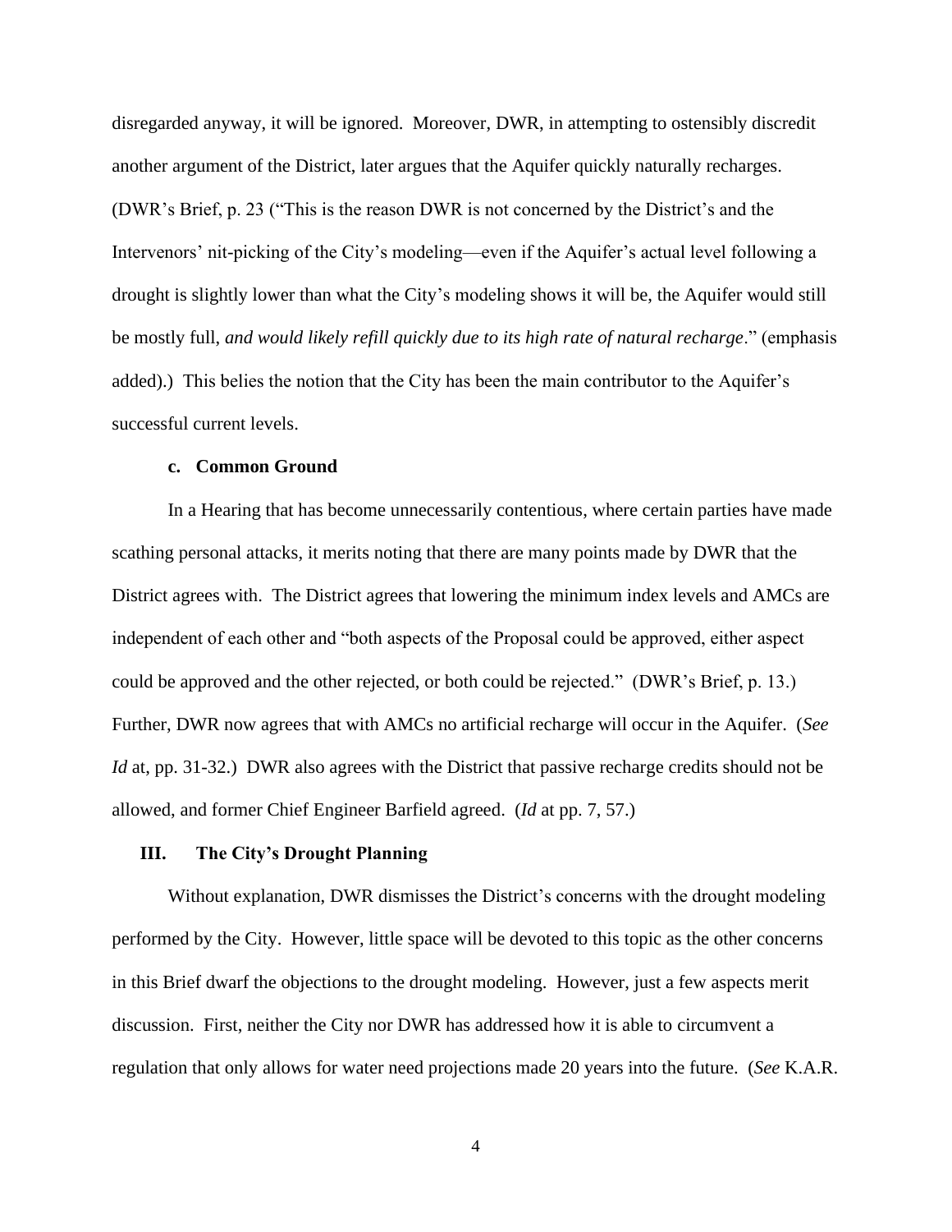disregarded anyway, it will be ignored. Moreover, DWR, in attempting to ostensibly discredit another argument of the District, later argues that the Aquifer quickly naturally recharges. (DWR's Brief, p. 23 ("This is the reason DWR is not concerned by the District's and the Intervenors' nit-picking of the City's modeling—even if the Aquifer's actual level following a drought is slightly lower than what the City's modeling shows it will be, the Aquifer would still be mostly full, *and would likely refill quickly due to its high rate of natural recharge*." (emphasis added).) This belies the notion that the City has been the main contributor to the Aquifer's successful current levels.

#### c. Common Ground

In a Hearing that has become unnecessarily contentious, where certain parties have made scathing personal attacks, it merits noting that there are many points made by DWR that the District agrees with. The District agrees that lowering the minimum index levels and AMCs are independent of each other and "both aspects of the Proposal could be approved, either aspect could be approved and the other rejected, or both could be rejected." (DWR's Brief, p. 13.) Further, DWR now agrees that with AMCs no artificial recharge will occur in the Aquifer. (*See Id* at, pp. 31-32.) DWR also agrees with the District that passive recharge credits should not be allowed, and former Chief Engineer Barfield agreed. (*Id* at pp. 7, 57.)

## III. The City's Drought Planning

Without explanation, DWR dismisses the District's concerns with the drought modeling performed by the City. However, little space will be devoted to this topic as the other concerns in this Brief dwarf the objections to the drought modeling. However, just a few aspects merit discussion. First, neither the City nor DWR has addressed how it is able to circumvent a regulation that only allows for water need projections made 20 years into the future. (*See* K.A.R.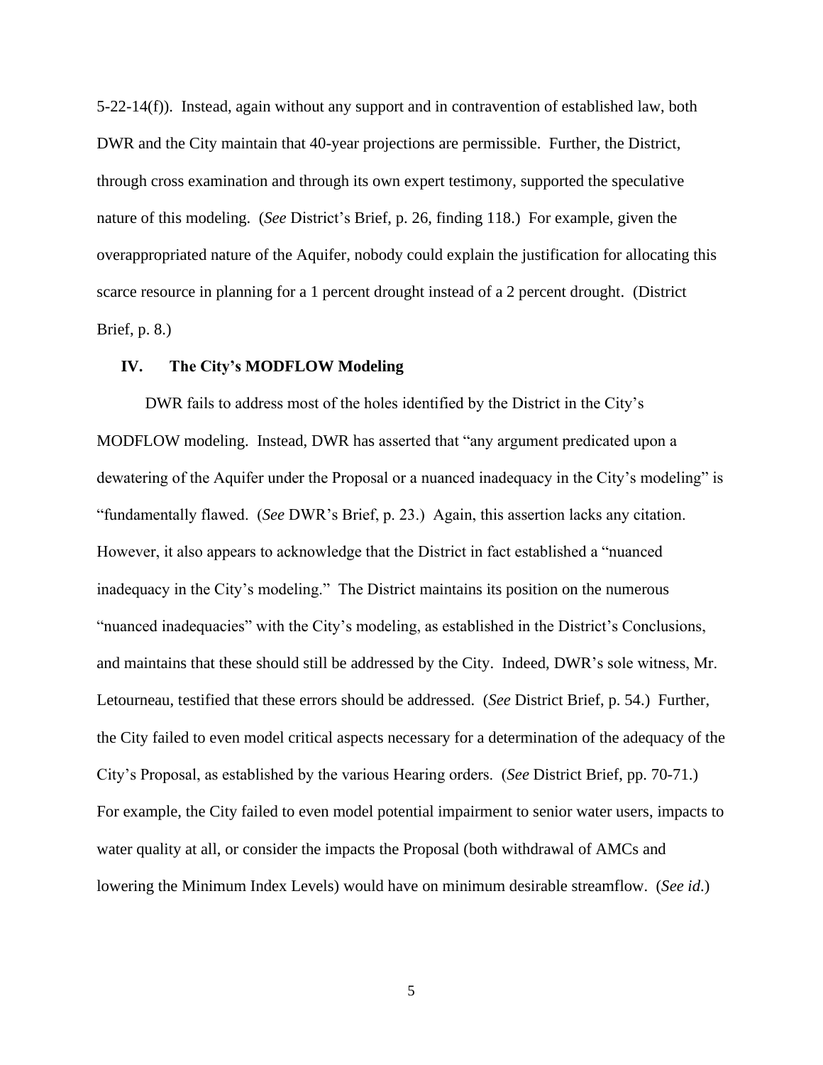5-22-14(f)). Instead, again without any support and in contravention of established law, both DWR and the City maintain that 40-year projections are permissible. Further, the District, through cross examination and through its own expert testimony, supported the speculative nature of this modeling. (*See* District's Brief, p. 26, finding 118.) For example, given the overappropriated nature of the Aquifer, nobody could explain the justification for allocating this scarce resource in planning for a 1 percent drought instead of a 2 percent drought. (District Brief, p. 8.)

## IV. The City's MODFLOW Modeling

DWR fails to address most of the holes identified by the District in the City's MODFLOW modeling. Instead, DWR has asserted that "any argument predicated upon a dewatering of the Aquifer under the Proposal or a nuanced inadequacy in the City's modeling" is "fundamentally flawed. (*See* DWR's Brief, p. 23.) Again, this assertion lacks any citation. However, it also appears to acknowledge that the District in fact established a "nuanced inadequacy in the City's modeling." The District maintains its position on the numerous "nuanced inadequacies" with the City's modeling, as established in the District's Conclusions, and maintains that these should still be addressed by the City. Indeed, DWR's sole witness, Mr. Letourneau, testified that these errors should be addressed. (*See* District Brief, p. 54.) Further, the City failed to even model critical aspects necessary for a determination of the adequacy of the City's Proposal, as established by the various Hearing orders. (*See* District Brief, pp. 70-71.) For example, the City failed to even model potential impairment to senior water users, impacts to water quality at all, or consider the impacts the Proposal (both withdrawal of AMCs and lowering the Minimum Index Levels) would have on minimum desirable streamflow. (*See id.*)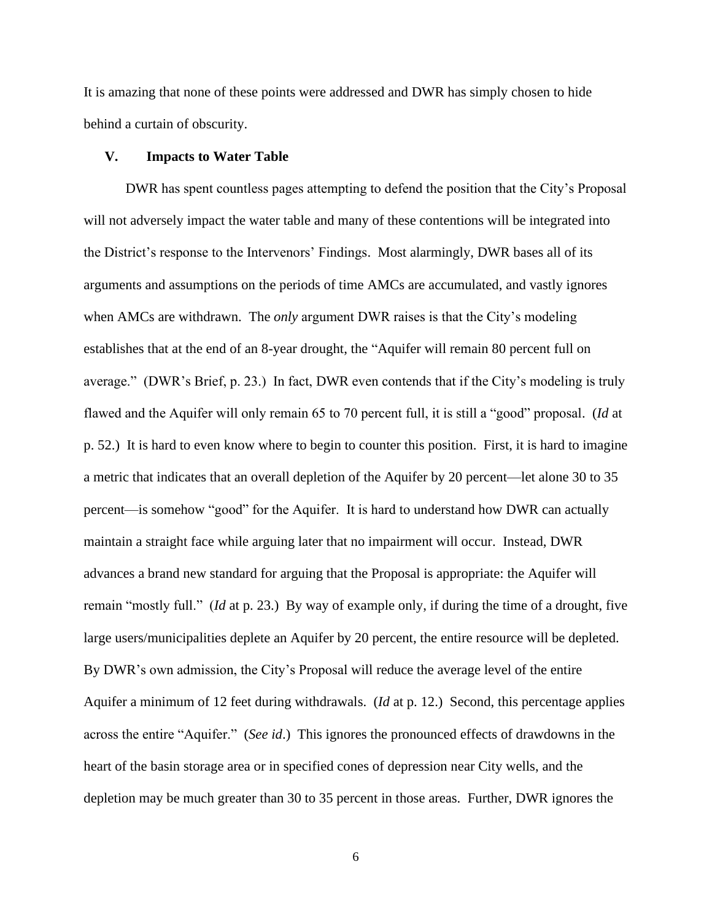It is amazing that none of these points were addressed and DWR has simply chosen to hide behind a curtain of obscurity.

## V. Impacts to Water Table

DWR has spent countless pages attempting to defend the position that the City's Proposal will not adversely impact the water table and many of these contentions will be integrated into the District's response to the Intervenors' Findings. Most alarmingly, DWR bases all of its arguments and assumptions on the periods of time AMCs are accumulated, and vastly ignores when AMCs are withdrawn. The *only* argument DWR raises is that the City's modeling establishes that at the end of an 8-year drought, the "Aquifer will remain 80 percent full on average." (DWR's Brief, p. 23.) In fact, DWR even contends that if the City's modeling is truly flawed and the Aquifer will only remain 65 to 70 percent full, it is still a "good" proposal. (*Id* at p. 52.) It is hard to even know where to begin to counter this position. First, it is hard to imagine a metric that indicates that an overall depletion of the Aquifer by 20 percent—let alone 30 to 35 percent—is somehow "good" for the Aquifer. It is hard to understand how DWR can actually maintain a straight face while arguing later that no impairment will occur. Instead, DWR advances a brand new standard for arguing that the Proposal is appropriate: the Aquifer will remain "mostly full." (*Id* at p. 23.) By way of example only, if during the time of a drought, five large users/municipalities deplete an Aquifer by 20 percent, the entire resource will be depleted. By DWR's own admission, the City's Proposal will reduce the average level of the entire Aquifer a minimum of 12 feet during withdrawals. (*Id* at p. 12.) Second, this percentage applies across the entire "Aquifer." (*See id*.) This ignores the pronounced effects of drawdowns in the heart of the basin storage area or in specified cones of depression near City wells, and the depletion may be much greater than 30 to 35 percent in those areas. Further, DWR ignores the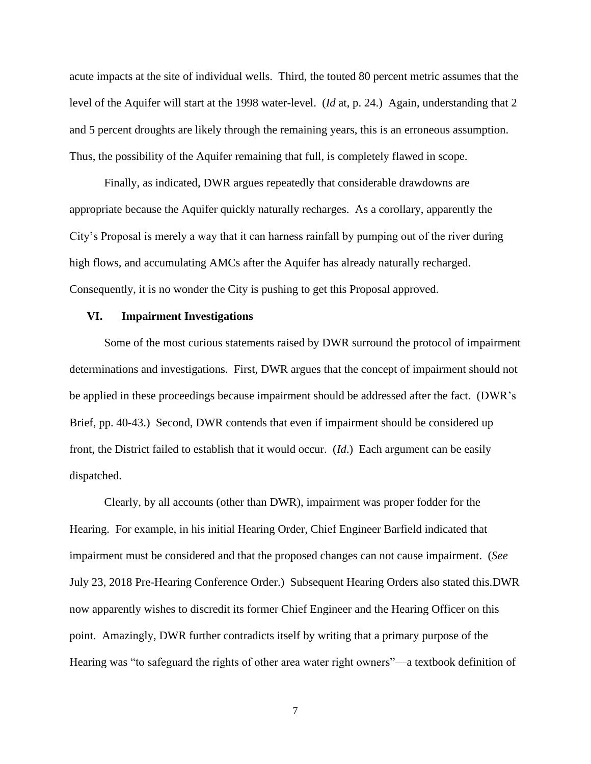acute impacts at the site of individual wells. Third, the touted 80 percent metric assumes that the level of the Aquifer will start at the 1998 water-level. (*Id* at, p. 24.) Again, understanding that 2 and 5 percent droughts are likely through the remaining years, this is an erroneous assumption. Thus, the possibility of the Aquifer remaining that full, is completely flawed in scope.

Finally, as indicated, DWR argues repeatedly that considerable drawdowns are appropriate because the Aquifer quickly naturally recharges. As a corollary, apparently the City's Proposal is merely a way that it can harness rainfall by pumping out of the river during high flows, and accumulating AMCs after the Aquifer has already naturally recharged. Consequently, it is no wonder the City is pushing to get this Proposal approved.

## VI. Impairment Investigations

Some of the most curious statements raised by DWR surround the protocol of impairment determinations and investigations. First, DWR argues that the concept of impairment should not be applied in these proceedings because impairment should be addressed after the fact. (DWR's Brief, pp. 40-43.) Second, DWR contends that even if impairment should be considered up front, the District failed to establish that it would occur. (*Id*.) Each argument can be easily dispatched.

Clearly, by all accounts (other than DWR), impairment was proper fodder for the Hearing. For example, in his initial Hearing Order, Chief Engineer Barfield indicated that impairment must be considered and that the proposed changes can not cause impairment. (*See* July 23, 2018 Pre-Hearing Conference Order.) Subsequent Hearing Orders also stated this.DWR now apparently wishes to discredit its former Chief Engineer and the Hearing Officer on this point. Amazingly, DWR further contradicts itself by writing that a primary purpose of the Hearing was "to safeguard the rights of other area water right owners"—a textbook definition of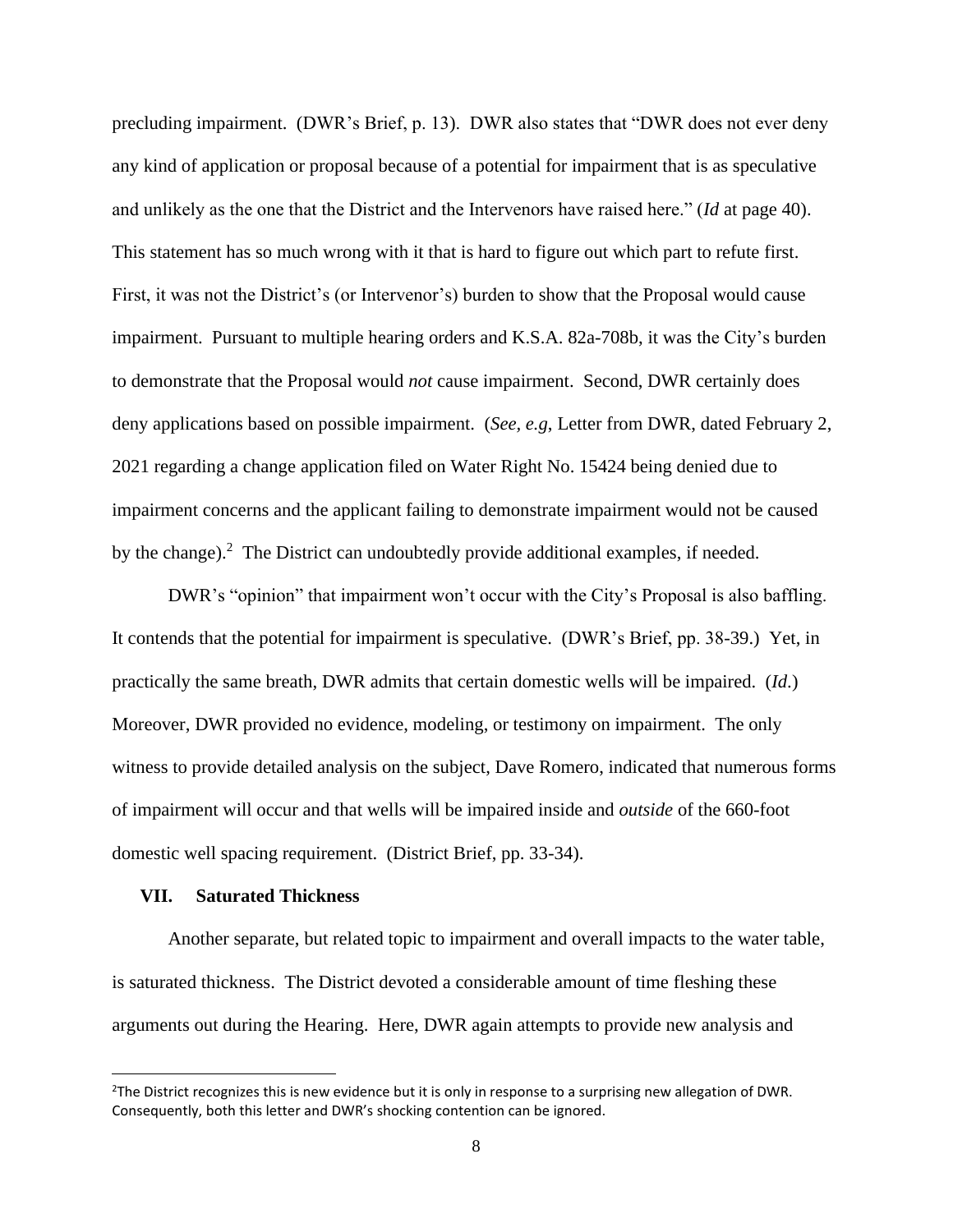precluding impairment. (DWR's Brief, p. 13). DWR also states that "DWR does not ever deny any kind of application or proposal because of a potential for impairment that is as speculative and unlikely as the one that the District and the Intervenors have raised here." (*Id* at page 40). This statement has so much wrong with it that is hard to figure out which part to refute first. First, it was not the District's (or Intervenor's) burden to show that the Proposal would cause impairment. Pursuant to multiple hearing orders and K.S.A. 82a-708b, it was the City's burden to demonstrate that the Proposal would *not* cause impairment. Second, DWR certainly does deny applications based on possible impairment. (*See, e.g*, Letter from DWR, dated February 2, 2021 regarding a change application filed on Water Right No. 15424 being denied due to impairment concerns and the applicant failing to demonstrate impairment would not be caused by the change).[2] The District can undoubtedly provide additional examples, if needed.

DWR's "opinion" that impairment won't occur with the City's Proposal is also baffling. It contends that the potential for impairment is speculative. (DWR's Brief, pp. 38-39.) Yet, in practically the same breath, DWR admits that certain domestic wells will be impaired. (*Id*.) Moreover, DWR provided no evidence, modeling, or testimony on impairment. The only witness to provide detailed analysis on the subject, Dave Romero, indicated that numerous forms of impairment will occur and that wells will be impaired inside and *outside* of the 660-foot domestic well spacing requirement. (District Brief, pp. 33-34).

## VII. Saturated Thickness

Another separate, but related topic to impairment and overall impacts to the water table, is saturated thickness. The District devoted a considerable amount of time fleshing these arguments out during the Hearing. Here, DWR again attempts to provide new analysis and

[2] The District recognizes this is new evidence but it is only in response to a surprising new allegation of DWR. Consequently, both this letter and DWR's shocking contention can be ignored.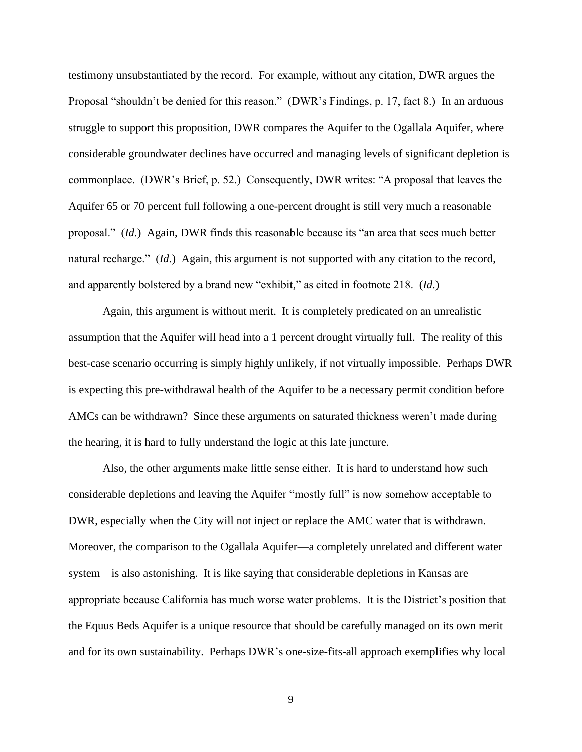testimony unsubstantiated by the record. For example, without any citation, DWR argues the Proposal "shouldn't be denied for this reason." (DWR's Findings, p. 17, fact 8.) In an arduous struggle to support this proposition, DWR compares the Aquifer to the Ogallala Aquifer, where considerable groundwater declines have occurred and managing levels of significant depletion is commonplace. (DWR's Brief, p. 52.) Consequently, DWR writes: "A proposal that leaves the Aquifer 65 or 70 percent full following a one-percent drought is still very much a reasonable proposal." (*Id.*) Again, DWR finds this reasonable because its "an area that sees much better natural recharge." (*Id.*) Again, this argument is not supported with any citation to the record, and apparently bolstered by a brand new "exhibit," as cited in footnote 218. (*Id.*)

Again, this argument is without merit. It is completely predicated on an unrealistic assumption that the Aquifer will head into a 1 percent drought virtually full. The reality of this best-case scenario occurring is simply highly unlikely, if not virtually impossible. Perhaps DWR is expecting this pre-withdrawal health of the Aquifer to be a necessary permit condition before AMCs can be withdrawn? Since these arguments on saturated thickness weren't made during the hearing, it is hard to fully understand the logic at this late juncture.

Also, the other arguments make little sense either. It is hard to understand how such considerable depletions and leaving the Aquifer "mostly full" is now somehow acceptable to DWR, especially when the City will not inject or replace the AMC water that is withdrawn. Moreover, the comparison to the Ogallala Aquifer—a completely unrelated and different water system—is also astonishing. It is like saying that considerable depletions in Kansas are appropriate because California has much worse water problems. It is the District's position that the Equus Beds Aquifer is a unique resource that should be carefully managed on its own merit and for its own sustainability. Perhaps DWR's one-size-fits-all approach exemplifies why local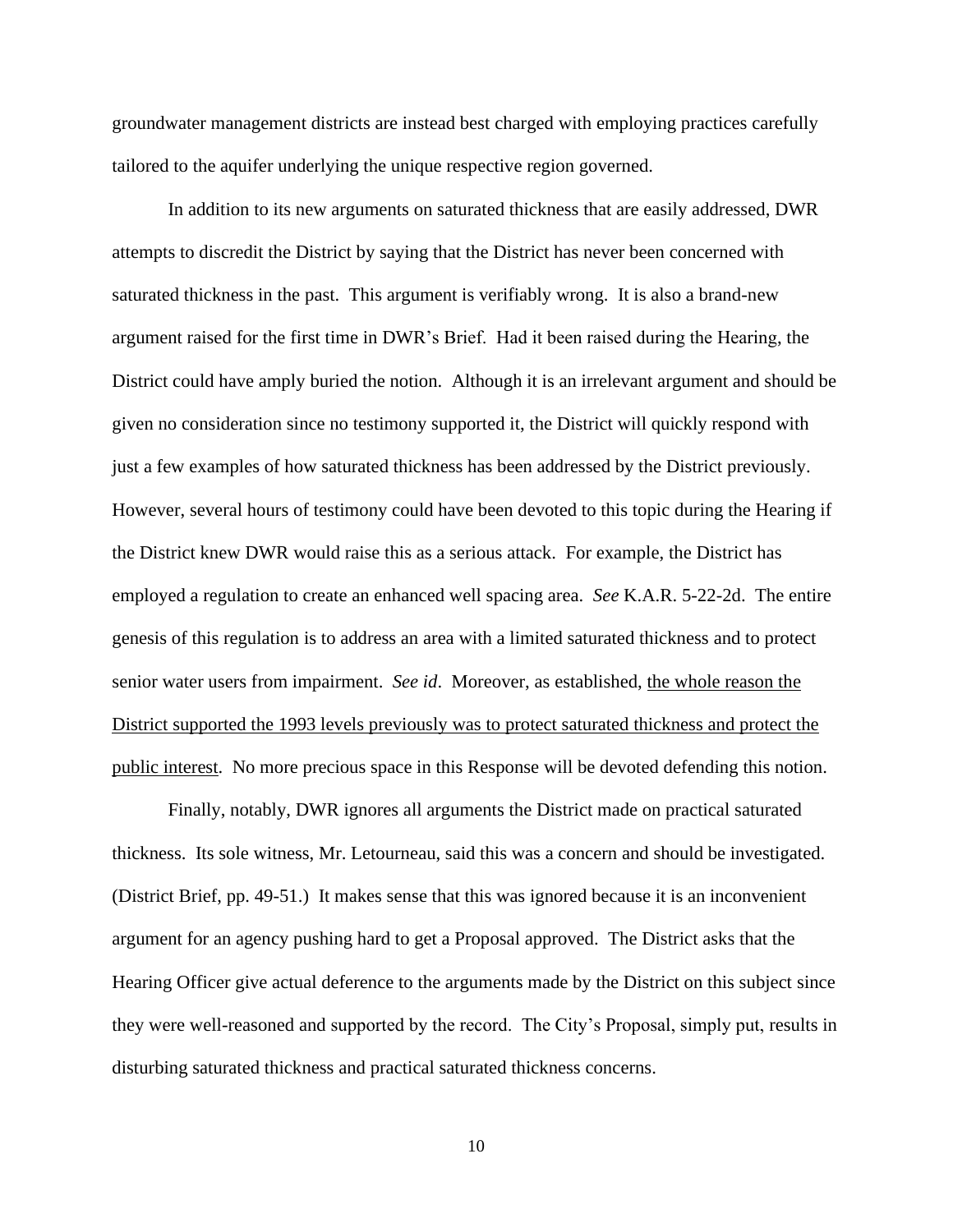groundwater management districts are instead best charged with employing practices carefully tailored to the aquifer underlying the unique respective region governed.

In addition to its new arguments on saturated thickness that are easily addressed, DWR attempts to discredit the District by saying that the District has never been concerned with saturated thickness in the past. This argument is verifiably wrong. It is also a brand-new argument raised for the first time in DWR's Brief. Had it been raised during the Hearing, the District could have amply buried the notion. Although it is an irrelevant argument and should be given no consideration since no testimony supported it, the District will quickly respond with just a few examples of how saturated thickness has been addressed by the District previously. However, several hours of testimony could have been devoted to this topic during the Hearing if the District knew DWR would raise this as a serious attack. For example, the District has employed a regulation to create an enhanced well spacing area. *See* K.A.R. 5-22-2d. The entire genesis of this regulation is to address an area with a limited saturated thickness and to protect senior water users from impairment. *See id*. Moreover, as established, <u>the whole reason the District supported the 1993 levels previously was to protect saturated thickness and protect the public interest</u>. No more precious space in this Response will be devoted defending this notion.

Finally, notably, DWR ignores all arguments the District made on practical saturated thickness. Its sole witness, Mr. Letourneau, said this was a concern and should be investigated. (District Brief, pp. 49-51.) It makes sense that this was ignored because it is an inconvenient argument for an agency pushing hard to get a Proposal approved. The District asks that the Hearing Officer give actual deference to the arguments made by the District on this subject since they were well-reasoned and supported by the record. The City's Proposal, simply put, results in disturbing saturated thickness and practical saturated thickness concerns.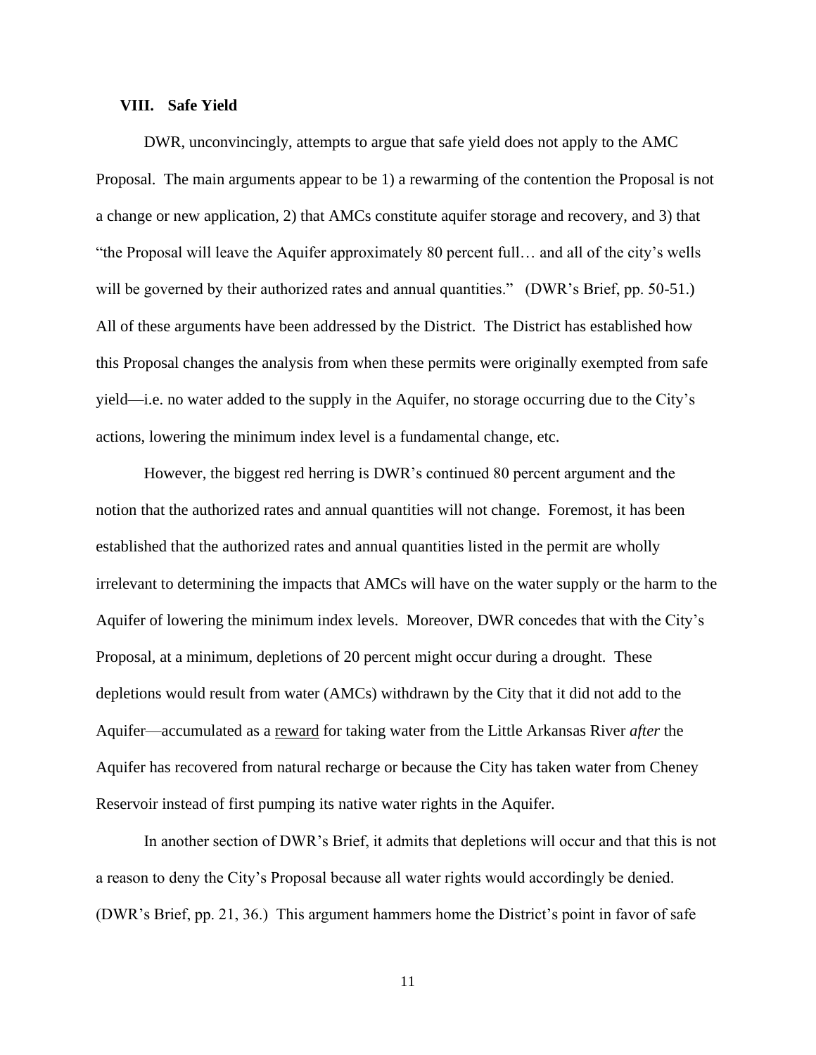## VIII. Safe Yield

DWR, unconvincingly, attempts to argue that safe yield does not apply to the AMC Proposal. The main arguments appear to be 1) a rewarming of the contention the Proposal is not a change or new application, 2) that AMCs constitute aquifer storage and recovery, and 3) that "the Proposal will leave the Aquifer approximately 80 percent full… and all of the city's wells will be governed by their authorized rates and annual quantities." (DWR's Brief, pp. 50-51.) All of these arguments have been addressed by the District. The District has established how this Proposal changes the analysis from when these permits were originally exempted from safe yield—i.e. no water added to the supply in the Aquifer, no storage occurring due to the City's actions, lowering the minimum index level is a fundamental change, etc.

However, the biggest red herring is DWR's continued 80 percent argument and the notion that the authorized rates and annual quantities will not change. Foremost, it has been established that the authorized rates and annual quantities listed in the permit are wholly irrelevant to determining the impacts that AMCs will have on the water supply or the harm to the Aquifer of lowering the minimum index levels. Moreover, DWR concedes that with the City's Proposal, at a minimum, depletions of 20 percent might occur during a drought. These depletions would result from water (AMCs) withdrawn by the City that it did not add to the Aquifer—accumulated as a <u>reward</u> for taking water from the Little Arkansas River *after* the Aquifer has recovered from natural recharge or because the City has taken water from Cheney Reservoir instead of first pumping its native water rights in the Aquifer.

In another section of DWR's Brief, it admits that depletions will occur and that this is not a reason to deny the City's Proposal because all water rights would accordingly be denied. (DWR's Brief, pp. 21, 36.) This argument hammers home the District's point in favor of safe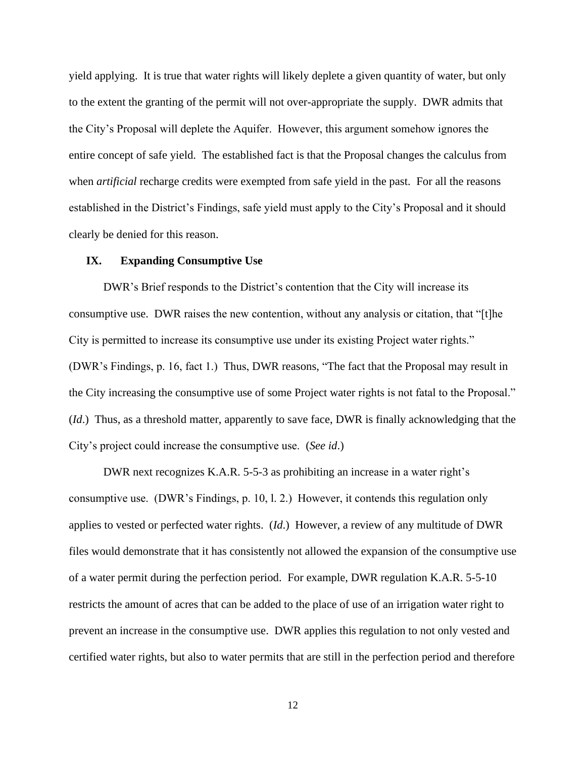yield applying. It is true that water rights will likely deplete a given quantity of water, but only to the extent the granting of the permit will not over-appropriate the supply. DWR admits that the City's Proposal will deplete the Aquifer. However, this argument somehow ignores the entire concept of safe yield. The established fact is that the Proposal changes the calculus from when *artificial* recharge credits were exempted from safe yield in the past. For all the reasons established in the District's Findings, safe yield must apply to the City's Proposal and it should clearly be denied for this reason.

## IX. Expanding Consumptive Use

DWR's Brief responds to the District's contention that the City will increase its consumptive use. DWR raises the new contention, without any analysis or citation, that "[t]he City is permitted to increase its consumptive use under its existing Project water rights." (DWR's Findings, p. 16, fact 1.) Thus, DWR reasons, "The fact that the Proposal may result in the City increasing the consumptive use of some Project water rights is not fatal to the Proposal." (*Id*.) Thus, as a threshold matter, apparently to save face, DWR is finally acknowledging that the City's project could increase the consumptive use. (*See id*.)

DWR next recognizes K.A.R. 5-5-3 as prohibiting an increase in a water right's consumptive use. (DWR's Findings, p. 10, l. 2.) However, it contends this regulation only applies to vested or perfected water rights. (*Id*.) However, a review of any multitude of DWR files would demonstrate that it has consistently not allowed the expansion of the consumptive use of a water permit during the perfection period. For example, DWR regulation K.A.R. 5-5-10 restricts the amount of acres that can be added to the place of use of an irrigation water right to prevent an increase in the consumptive use. DWR applies this regulation to not only vested and certified water rights, but also to water permits that are still in the perfection period and therefore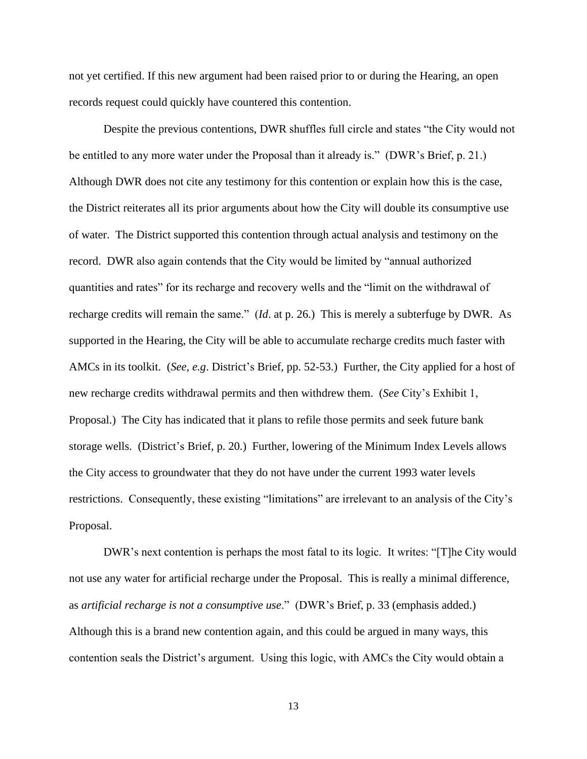not yet certified. If this new argument had been raised prior to or during the Hearing, an open records request could quickly have countered this contention.

Despite the previous contentions, DWR shuffles full circle and states "the City would not be entitled to any more water under the Proposal than it already is." (DWR's Brief, p. 21.) Although DWR does not cite any testimony for this contention or explain how this is the case, the District reiterates all its prior arguments about how the City will double its consumptive use of water. The District supported this contention through actual analysis and testimony on the record. DWR also again contends that the City would be limited by "annual authorized quantities and rates" for its recharge and recovery wells and the "limit on the withdrawal of recharge credits will remain the same." (*Id*. at p. 26.) This is merely a subterfuge by DWR. As supported in the Hearing, the City will be able to accumulate recharge credits much faster with AMCs in its toolkit. (*See, e.g*. District's Brief, pp. 52-53.) Further, the City applied for a host of new recharge credits withdrawal permits and then withdrew them. (*See* City's Exhibit 1, Proposal.) The City has indicated that it plans to refile those permits and seek future bank storage wells. (District's Brief, p. 20.) Further, lowering of the Minimum Index Levels allows the City access to groundwater that they do not have under the current 1993 water levels restrictions. Consequently, these existing "limitations" are irrelevant to an analysis of the City's Proposal.

DWR's next contention is perhaps the most fatal to its logic. It writes: "[T]he City would not use any water for artificial recharge under the Proposal. This is really a minimal difference, as *artificial recharge is not a consumptive use*." (DWR's Brief, p. 33 (emphasis added.) Although this is a brand new contention again, and this could be argued in many ways, this contention seals the District's argument. Using this logic, with AMCs the City would obtain a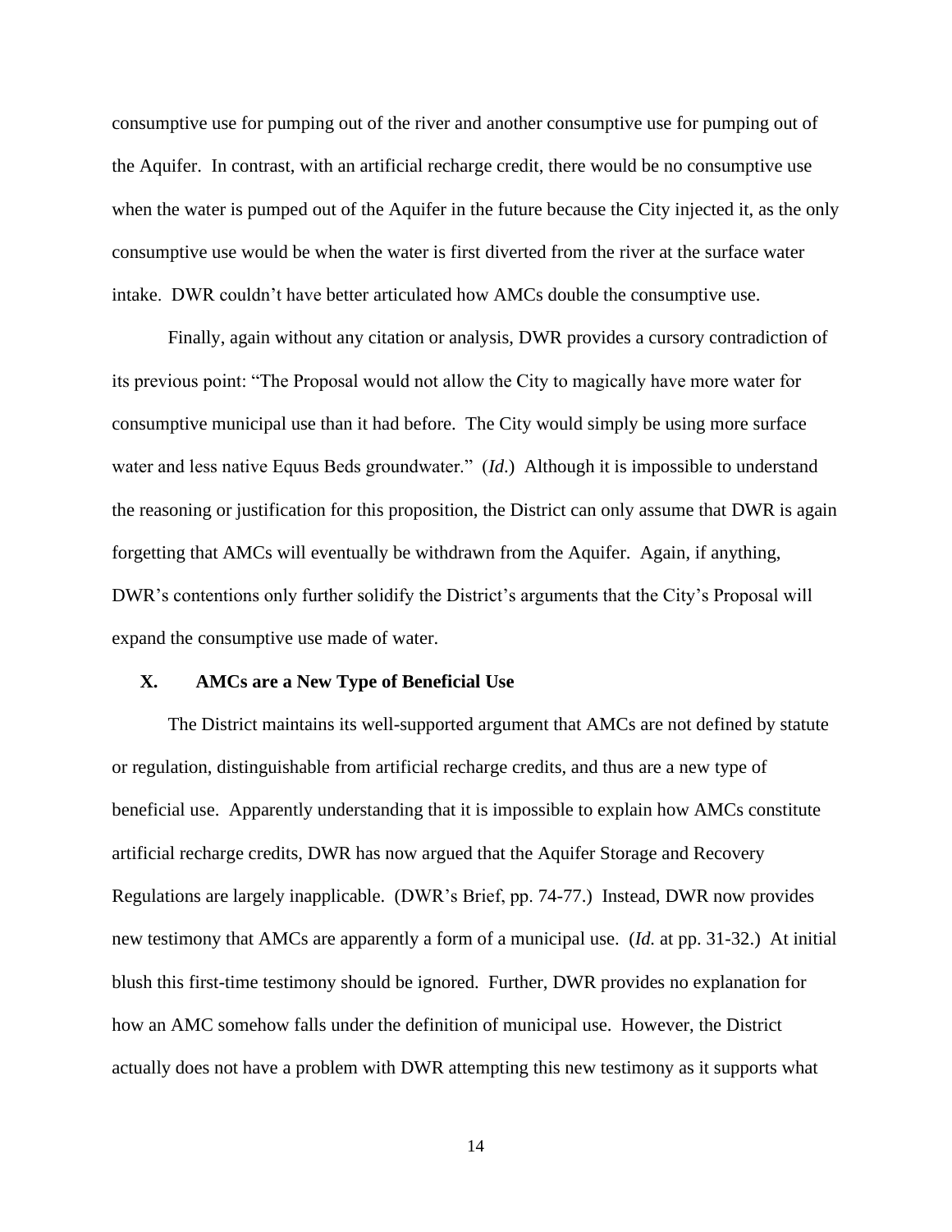consumptive use for pumping out of the river and another consumptive use for pumping out of the Aquifer. In contrast, with an artificial recharge credit, there would be no consumptive use when the water is pumped out of the Aquifer in the future because the City injected it, as the only consumptive use would be when the water is first diverted from the river at the surface water intake. DWR couldn't have better articulated how AMCs double the consumptive use.

Finally, again without any citation or analysis, DWR provides a cursory contradiction of its previous point: "The Proposal would not allow the City to magically have more water for consumptive municipal use than it had before. The City would simply be using more surface water and less native Equus Beds groundwater." (*Id*.) Although it is impossible to understand the reasoning or justification for this proposition, the District can only assume that DWR is again forgetting that AMCs will eventually be withdrawn from the Aquifer. Again, if anything, DWR's contentions only further solidify the District's arguments that the City's Proposal will expand the consumptive use made of water.

## X. AMCs are a New Type of Beneficial Use

The District maintains its well-supported argument that AMCs are not defined by statute or regulation, distinguishable from artificial recharge credits, and thus are a new type of beneficial use. Apparently understanding that it is impossible to explain how AMCs constitute artificial recharge credits, DWR has now argued that the Aquifer Storage and Recovery Regulations are largely inapplicable. (DWR's Brief, pp. 74-77.) Instead, DWR now provides new testimony that AMCs are apparently a form of a municipal use. (*Id.* at pp. 31-32.) At initial blush this first-time testimony should be ignored. Further, DWR provides no explanation for how an AMC somehow falls under the definition of municipal use. However, the District actually does not have a problem with DWR attempting this new testimony as it supports what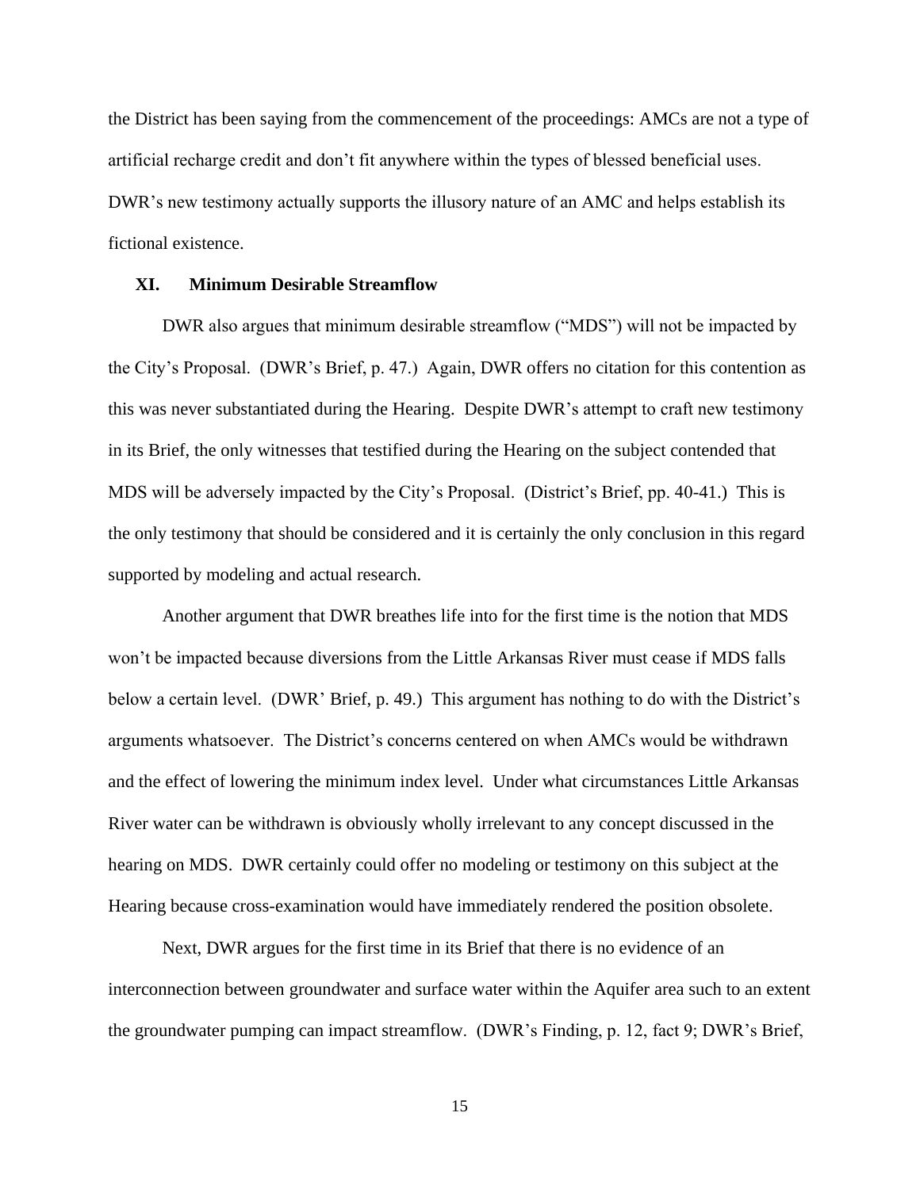the District has been saying from the commencement of the proceedings: AMCs are not a type of artificial recharge credit and don't fit anywhere within the types of blessed beneficial uses. DWR's new testimony actually supports the illusory nature of an AMC and helps establish its fictional existence.

## XI. Minimum Desirable Streamflow

DWR also argues that minimum desirable streamflow ("MDS") will not be impacted by the City's Proposal. (DWR's Brief, p. 47.) Again, DWR offers no citation for this contention as this was never substantiated during the Hearing. Despite DWR's attempt to craft new testimony in its Brief, the only witnesses that testified during the Hearing on the subject contended that MDS will be adversely impacted by the City's Proposal. (District's Brief, pp. 40-41.) This is the only testimony that should be considered and it is certainly the only conclusion in this regard supported by modeling and actual research.

Another argument that DWR breathes life into for the first time is the notion that MDS won't be impacted because diversions from the Little Arkansas River must cease if MDS falls below a certain level. (DWR' Brief, p. 49.) This argument has nothing to do with the District's arguments whatsoever. The District's concerns centered on when AMCs would be withdrawn and the effect of lowering the minimum index level. Under what circumstances Little Arkansas River water can be withdrawn is obviously wholly irrelevant to any concept discussed in the hearing on MDS. DWR certainly could offer no modeling or testimony on this subject at the Hearing because cross-examination would have immediately rendered the position obsolete.

Next, DWR argues for the first time in its Brief that there is no evidence of an interconnection between groundwater and surface water within the Aquifer area such to an extent the groundwater pumping can impact streamflow. (DWR's Finding, p. 12, fact 9; DWR's Brief,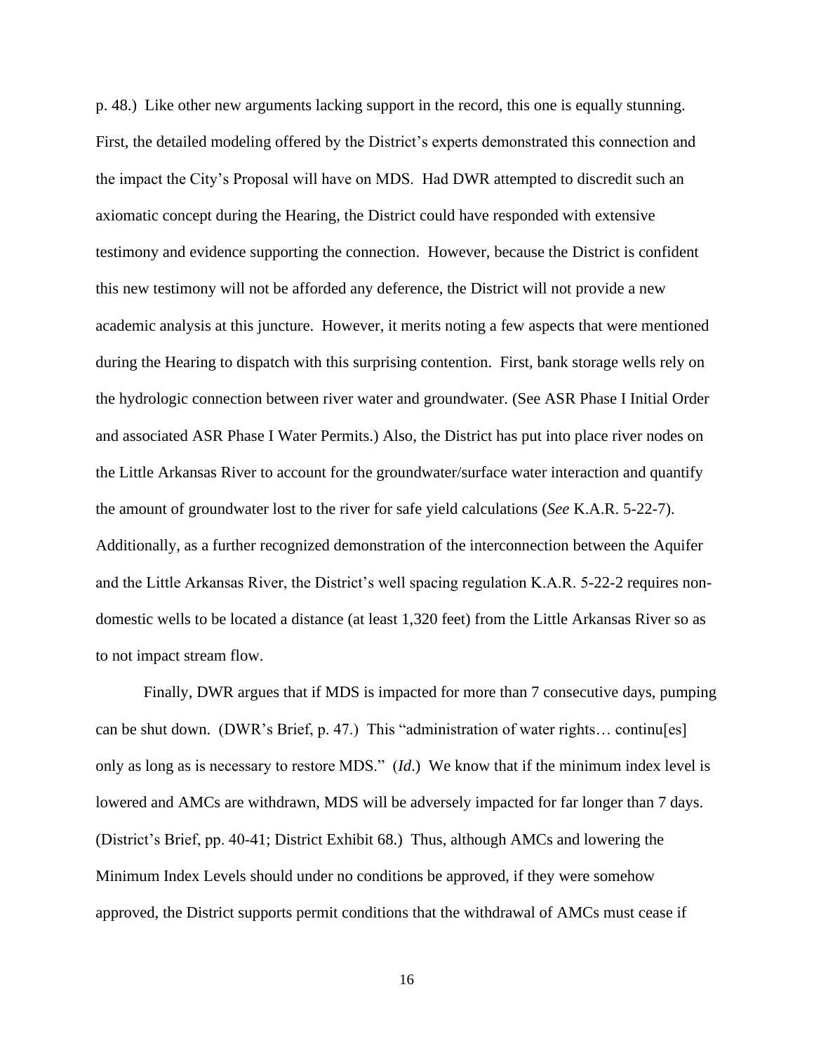p. 48.) Like other new arguments lacking support in the record, this one is equally stunning. First, the detailed modeling offered by the District's experts demonstrated this connection and the impact the City's Proposal will have on MDS. Had DWR attempted to discredit such an axiomatic concept during the Hearing, the District could have responded with extensive testimony and evidence supporting the connection. However, because the District is confident this new testimony will not be afforded any deference, the District will not provide a new academic analysis at this juncture. However, it merits noting a few aspects that were mentioned during the Hearing to dispatch with this surprising contention. First, bank storage wells rely on the hydrologic connection between river water and groundwater. (See ASR Phase I Initial Order and associated ASR Phase I Water Permits.) Also, the District has put into place river nodes on the Little Arkansas River to account for the groundwater/surface water interaction and quantify the amount of groundwater lost to the river for safe yield calculations (*See* K.A.R. 5-22-7). Additionally, as a further recognized demonstration of the interconnection between the Aquifer and the Little Arkansas River, the District's well spacing regulation K.A.R. 5-22-2 requires non-domestic wells to be located a distance (at least 1,320 feet) from the Little Arkansas River so as to not impact stream flow.

Finally, DWR argues that if MDS is impacted for more than 7 consecutive days, pumping can be shut down. (DWR's Brief, p. 47.) This "administration of water rights… continu[es] only as long as is necessary to restore MDS." (*Id*.) We know that if the minimum index level is lowered and AMCs are withdrawn, MDS will be adversely impacted for far longer than 7 days. (District's Brief, pp. 40-41; District Exhibit 68.) Thus, although AMCs and lowering the Minimum Index Levels should under no conditions be approved, if they were somehow approved, the District supports permit conditions that the withdrawal of AMCs must cease if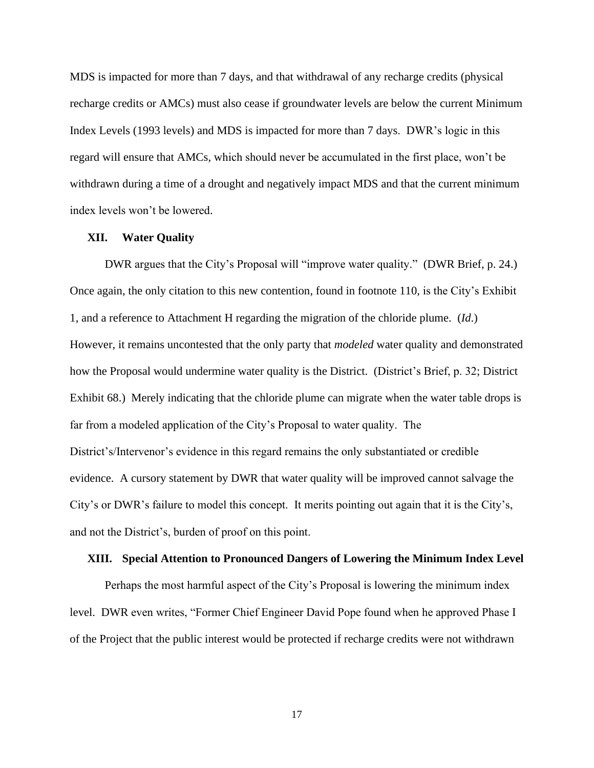MDS is impacted for more than 7 days, and that withdrawal of any recharge credits (physical recharge credits or AMCs) must also cease if groundwater levels are below the current Minimum Index Levels (1993 levels) and MDS is impacted for more than 7 days. DWR's logic in this regard will ensure that AMCs, which should never be accumulated in the first place, won't be withdrawn during a time of a drought and negatively impact MDS and that the current minimum index levels won't be lowered.

## XII. Water Quality

DWR argues that the City's Proposal will "improve water quality." (DWR Brief, p. 24.) Once again, the only citation to this new contention, found in footnote 110, is the City's Exhibit 1, and a reference to Attachment H regarding the migration of the chloride plume. (*Id.*) However, it remains uncontested that the only party that *modeled* water quality and demonstrated how the Proposal would undermine water quality is the District. (District's Brief, p. 32; District Exhibit 68.) Merely indicating that the chloride plume can migrate when the water table drops is far from a modeled application of the City's Proposal to water quality. The District's/Intervenor's evidence in this regard remains the only substantiated or credible evidence. A cursory statement by DWR that water quality will be improved cannot salvage the City's or DWR's failure to model this concept. It merits pointing out again that it is the City's, and not the District's, burden of proof on this point.

## XIII. Special Attention to Pronounced Dangers of Lowering the Minimum Index Level

Perhaps the most harmful aspect of the City's Proposal is lowering the minimum index level. DWR even writes, "Former Chief Engineer David Pope found when he approved Phase I of the Project that the public interest would be protected if recharge credits were not withdrawn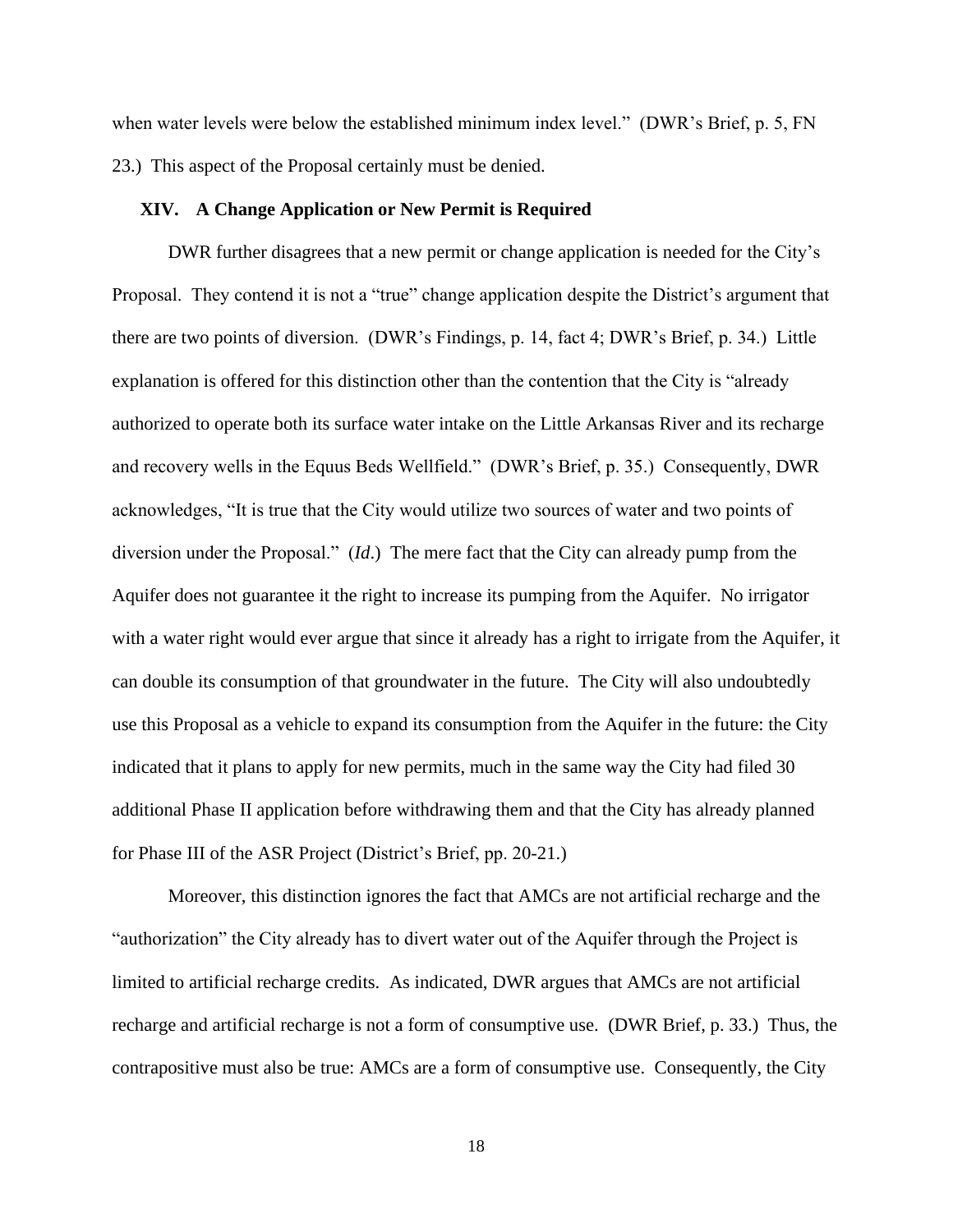when water levels were below the established minimum index level." (DWR's Brief, p. 5, FN 23.) This aspect of the Proposal certainly must be denied.

## XIV. A Change Application or New Permit is Required

DWR further disagrees that a new permit or change application is needed for the City's Proposal. They contend it is not a "true" change application despite the District's argument that there are two points of diversion. (DWR's Findings, p. 14, fact 4; DWR's Brief, p. 34.) Little explanation is offered for this distinction other than the contention that the City is "already authorized to operate both its surface water intake on the Little Arkansas River and its recharge and recovery wells in the Equus Beds Wellfield." (DWR's Brief, p. 35.) Consequently, DWR acknowledges, "It is true that the City would utilize two sources of water and two points of diversion under the Proposal." (*Id*.) The mere fact that the City can already pump from the Aquifer does not guarantee it the right to increase its pumping from the Aquifer. No irrigator with a water right would ever argue that since it already has a right to irrigate from the Aquifer, it can double its consumption of that groundwater in the future. The City will also undoubtedly use this Proposal as a vehicle to expand its consumption from the Aquifer in the future: the City indicated that it plans to apply for new permits, much in the same way the City had filed 30 additional Phase II application before withdrawing them and that the City has already planned for Phase III of the ASR Project (District's Brief, pp. 20-21.)

Moreover, this distinction ignores the fact that AMCs are not artificial recharge and the "authorization" the City already has to divert water out of the Aquifer through the Project is limited to artificial recharge credits. As indicated, DWR argues that AMCs are not artificial recharge and artificial recharge is not a form of consumptive use. (DWR Brief, p. 33.) Thus, the contrapositive must also be true: AMCs are a form of consumptive use. Consequently, the City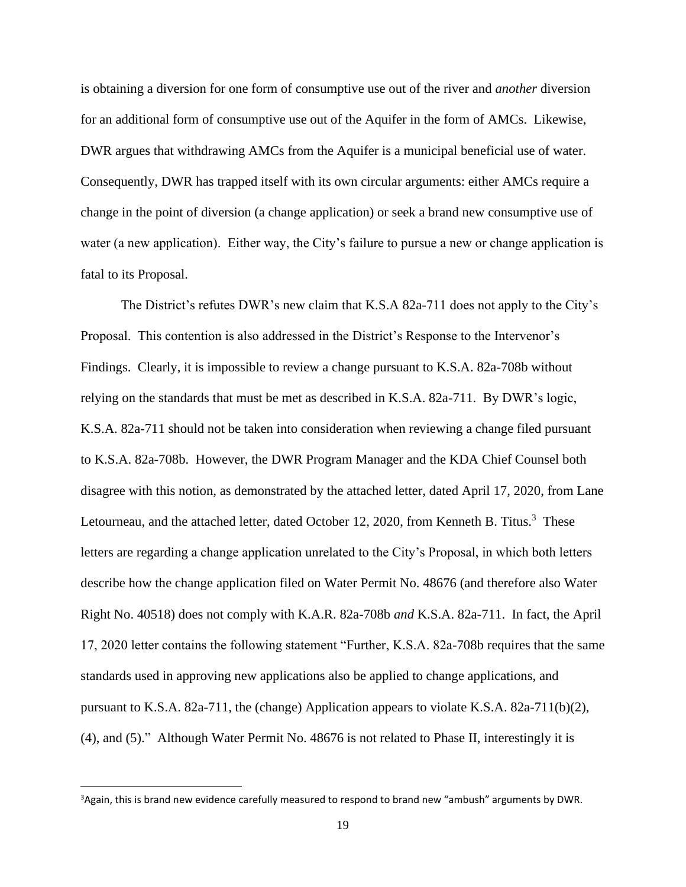is obtaining a diversion for one form of consumptive use out of the river and *another* diversion for an additional form of consumptive use out of the Aquifer in the form of AMCs. Likewise, DWR argues that withdrawing AMCs from the Aquifer is a municipal beneficial use of water. Consequently, DWR has trapped itself with its own circular arguments: either AMCs require a change in the point of diversion (a change application) or seek a brand new consumptive use of water (a new application). Either way, the City's failure to pursue a new or change application is fatal to its Proposal.

The District's refutes DWR's new claim that K.S.A 82a-711 does not apply to the City's Proposal. This contention is also addressed in the District's Response to the Intervenor's Findings. Clearly, it is impossible to review a change pursuant to K.S.A. 82a-708b without relying on the standards that must be met as described in K.S.A. 82a-711. By DWR's logic, K.S.A. 82a-711 should not be taken into consideration when reviewing a change filed pursuant to K.S.A. 82a-708b. However, the DWR Program Manager and the KDA Chief Counsel both disagree with this notion, as demonstrated by the attached letter, dated April 17, 2020, from Lane Letourneau, and the attached letter, dated October 12, 2020, from Kenneth B. Titus.[3] These letters are regarding a change application unrelated to the City's Proposal, in which both letters describe how the change application filed on Water Permit No. 48676 (and therefore also Water Right No. 40518) does not comply with K.A.R. 82a-708b *and* K.S.A. 82a-711. In fact, the April 17, 2020 letter contains the following statement "Further, K.S.A. 82a-708b requires that the same standards used in approving new applications also be applied to change applications, and pursuant to K.S.A. 82a-711, the (change) Application appears to violate K.S.A. 82a-711(b)(2), (4), and (5)." Although Water Permit No. 48676 is not related to Phase II, interestingly it is

[3] Again, this is brand new evidence carefully measured to respond to brand new "ambush" arguments by DWR.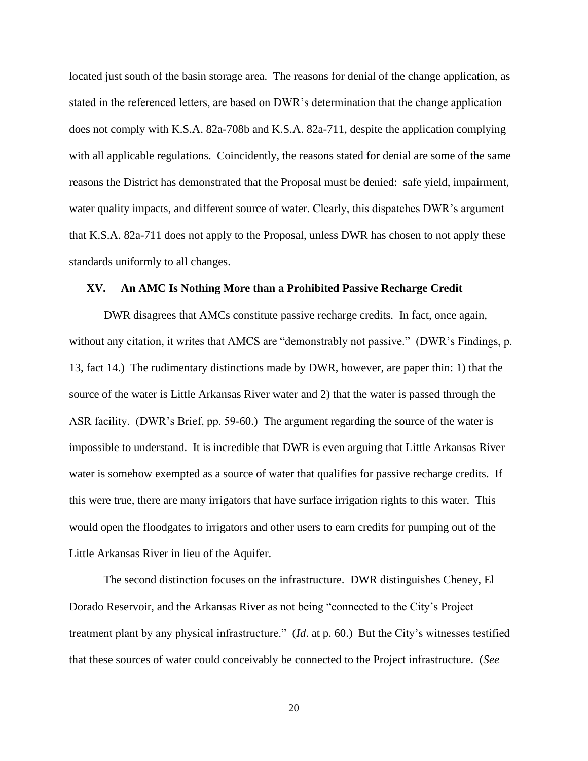located just south of the basin storage area. The reasons for denial of the change application, as stated in the referenced letters, are based on DWR's determination that the change application does not comply with K.S.A. 82a-708b and K.S.A. 82a-711, despite the application complying with all applicable regulations. Coincidently, the reasons stated for denial are some of the same reasons the District has demonstrated that the Proposal must be denied: safe yield, impairment, water quality impacts, and different source of water. Clearly, this dispatches DWR's argument that K.S.A. 82a-711 does not apply to the Proposal, unless DWR has chosen to not apply these standards uniformly to all changes.

## XV. An AMC Is Nothing More than a Prohibited Passive Recharge Credit

DWR disagrees that AMCs constitute passive recharge credits. In fact, once again, without any citation, it writes that AMCS are "demonstrably not passive." (DWR's Findings, p. 13, fact 14.) The rudimentary distinctions made by DWR, however, are paper thin: 1) that the source of the water is Little Arkansas River water and 2) that the water is passed through the ASR facility. (DWR's Brief, pp. 59-60.) The argument regarding the source of the water is impossible to understand. It is incredible that DWR is even arguing that Little Arkansas River water is somehow exempted as a source of water that qualifies for passive recharge credits. If this were true, there are many irrigators that have surface irrigation rights to this water. This would open the floodgates to irrigators and other users to earn credits for pumping out of the Little Arkansas River in lieu of the Aquifer.

The second distinction focuses on the infrastructure. DWR distinguishes Cheney, El Dorado Reservoir, and the Arkansas River as not being "connected to the City's Project treatment plant by any physical infrastructure." (*Id*. at p. 60.) But the City's witnesses testified that these sources of water could conceivably be connected to the Project infrastructure. (*See*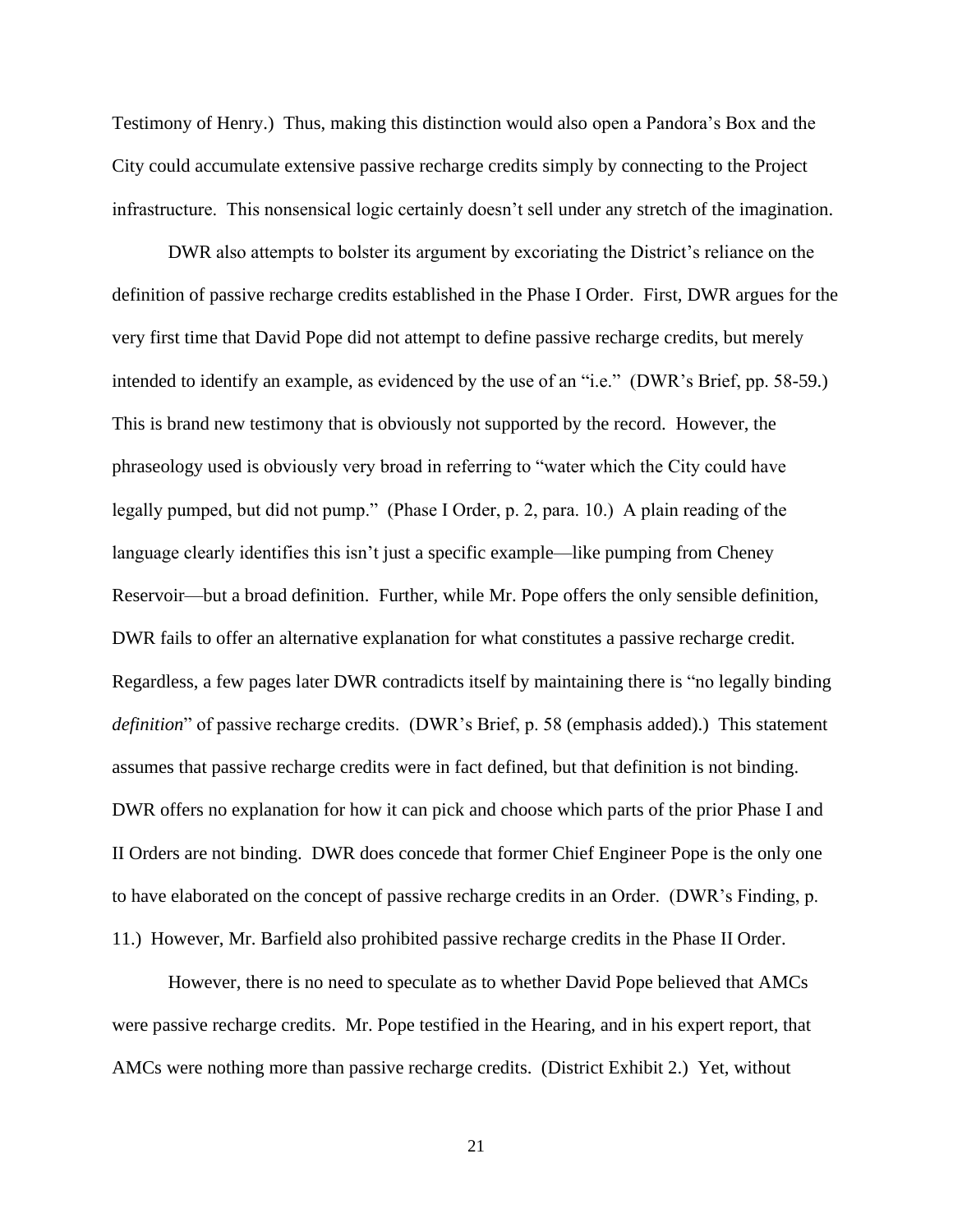Testimony of Henry.) Thus, making this distinction would also open a Pandora's Box and the City could accumulate extensive passive recharge credits simply by connecting to the Project infrastructure. This nonsensical logic certainly doesn't sell under any stretch of the imagination.

DWR also attempts to bolster its argument by excoriating the District's reliance on the definition of passive recharge credits established in the Phase I Order. First, DWR argues for the very first time that David Pope did not attempt to define passive recharge credits, but merely intended to identify an example, as evidenced by the use of an "i.e." (DWR's Brief, pp. 58-59.) This is brand new testimony that is obviously not supported by the record. However, the phraseology used is obviously very broad in referring to "water which the City could have legally pumped, but did not pump." (Phase I Order, p. 2, para. 10.) A plain reading of the language clearly identifies this isn't just a specific example—like pumping from Cheney Reservoir—but a broad definition. Further, while Mr. Pope offers the only sensible definition, DWR fails to offer an alternative explanation for what constitutes a passive recharge credit. Regardless, a few pages later DWR contradicts itself by maintaining there is "no legally binding *definition*" of passive recharge credits. (DWR's Brief, p. 58 (emphasis added).) This statement assumes that passive recharge credits were in fact defined, but that definition is not binding. DWR offers no explanation for how it can pick and choose which parts of the prior Phase I and II Orders are not binding. DWR does concede that former Chief Engineer Pope is the only one to have elaborated on the concept of passive recharge credits in an Order. (DWR's Finding, p. 11.) However, Mr. Barfield also prohibited passive recharge credits in the Phase II Order.

However, there is no need to speculate as to whether David Pope believed that AMCs were passive recharge credits. Mr. Pope testified in the Hearing, and in his expert report, that AMCs were nothing more than passive recharge credits. (District Exhibit 2.) Yet, without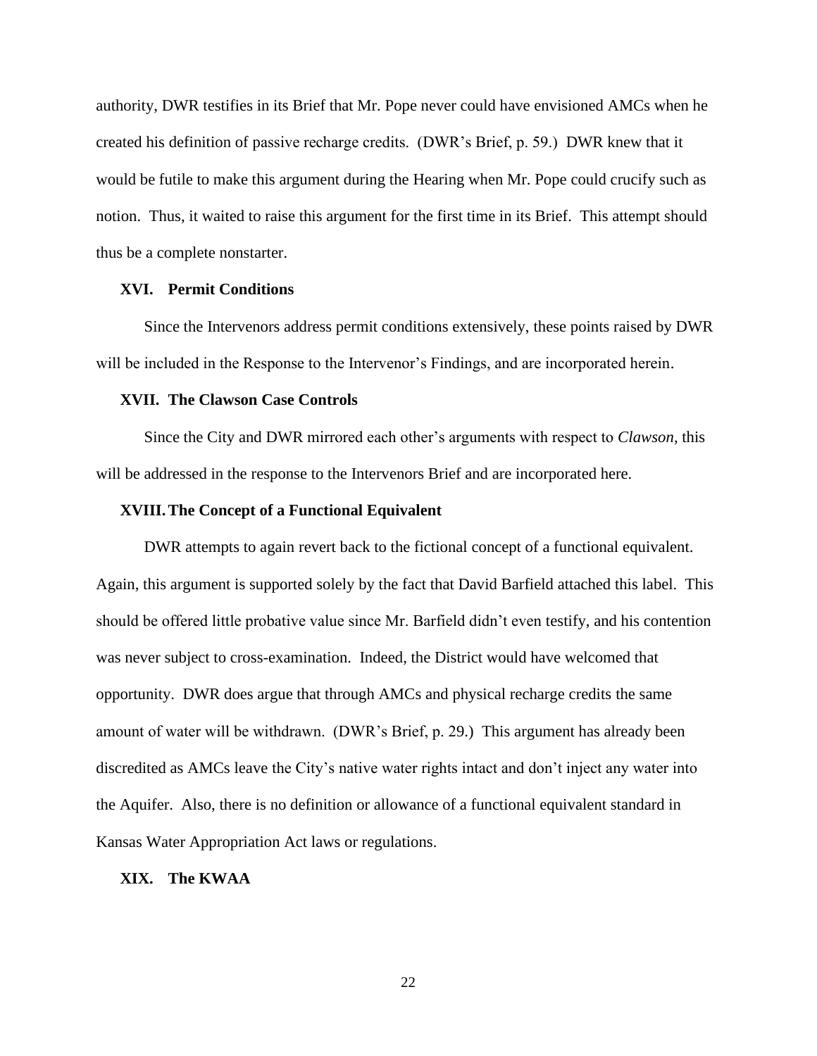authority, DWR testifies in its Brief that Mr. Pope never could have envisioned AMCs when he created his definition of passive recharge credits. (DWR's Brief, p. 59.) DWR knew that it would be futile to make this argument during the Hearing when Mr. Pope could crucify such as notion. Thus, it waited to raise this argument for the first time in its Brief. This attempt should thus be a complete nonstarter.

## XVI. Permit Conditions

Since the Intervenors address permit conditions extensively, these points raised by DWR will be included in the Response to the Intervenor's Findings, and are incorporated herein.

## XVII. The Clawson Case Controls

Since the City and DWR mirrored each other's arguments with respect to *Clawson*, this will be addressed in the response to the Intervenors Brief and are incorporated here.

## XVIII. The Concept of a Functional Equivalent

DWR attempts to again revert back to the fictional concept of a functional equivalent. Again, this argument is supported solely by the fact that David Barfield attached this label. This should be offered little probative value since Mr. Barfield didn't even testify, and his contention was never subject to cross-examination. Indeed, the District would have welcomed that opportunity. DWR does argue that through AMCs and physical recharge credits the same amount of water will be withdrawn. (DWR's Brief, p. 29.) This argument has already been discredited as AMCs leave the City's native water rights intact and don't inject any water into the Aquifer. Also, there is no definition or allowance of a functional equivalent standard in Kansas Water Appropriation Act laws or regulations.

## XIX. The KWAA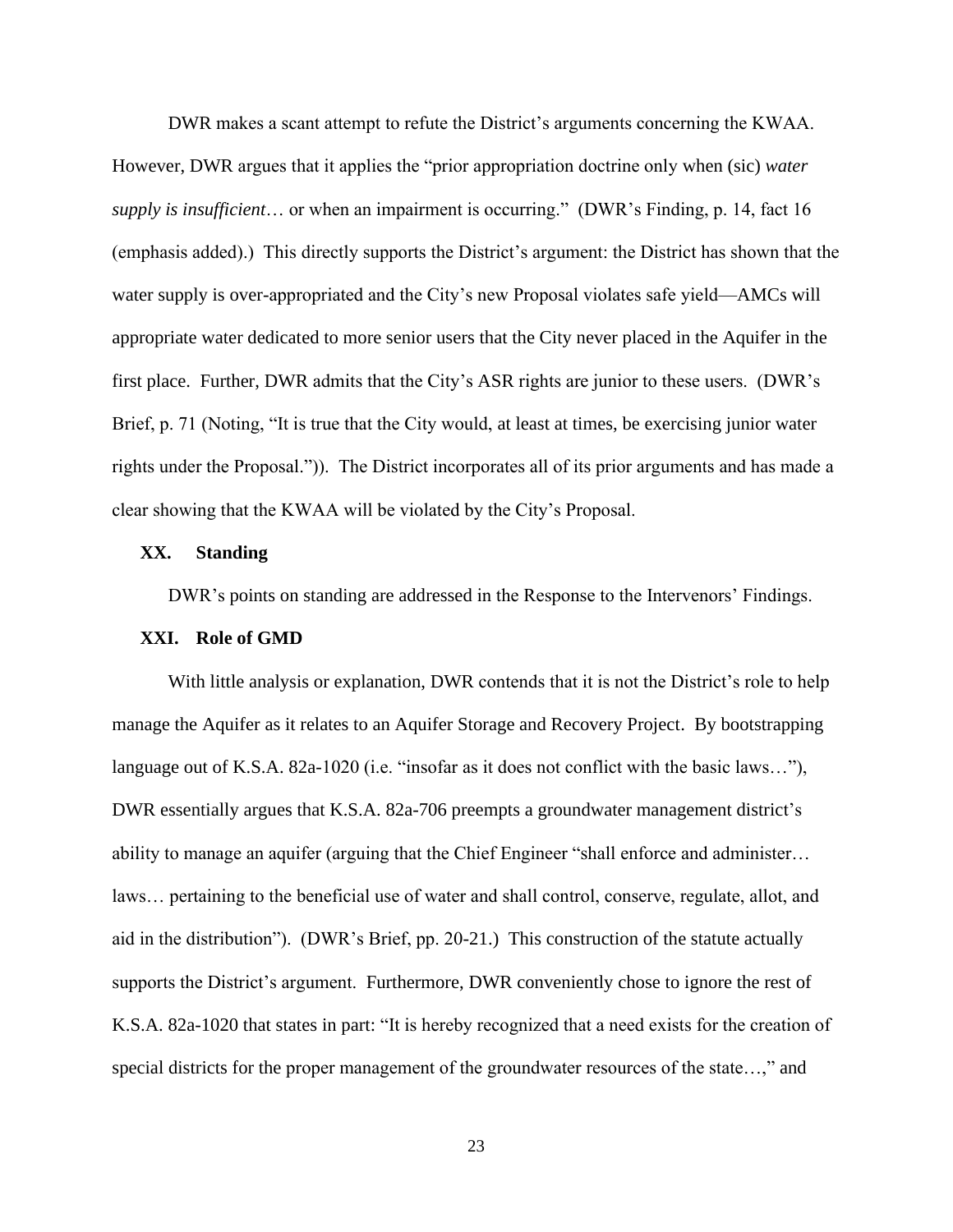DWR makes a scant attempt to refute the District's arguments concerning the KWAA. However, DWR argues that it applies the "prior appropriation doctrine only when (sic) *water supply is insufficient*… or when an impairment is occurring." (DWR's Finding, p. 14, fact 16 (emphasis added).) This directly supports the District's argument: the District has shown that the water supply is over-appropriated and the City's new Proposal violates safe yield—AMCs will appropriate water dedicated to more senior users that the City never placed in the Aquifer in the first place. Further, DWR admits that the City's ASR rights are junior to these users. (DWR's Brief, p. 71 (Noting, "It is true that the City would, at least at times, be exercising junior water rights under the Proposal.")). The District incorporates all of its prior arguments and has made a clear showing that the KWAA will be violated by the City's Proposal.

## XX. Standing

DWR's points on standing are addressed in the Response to the Intervenors' Findings.

## XXI. Role of GMD

With little analysis or explanation, DWR contends that it is not the District's role to help manage the Aquifer as it relates to an Aquifer Storage and Recovery Project. By bootstrapping language out of K.S.A. 82a-1020 (i.e. "insofar as it does not conflict with the basic laws…"), DWR essentially argues that K.S.A. 82a-706 preempts a groundwater management district's ability to manage an aquifer (arguing that the Chief Engineer "shall enforce and administer… laws… pertaining to the beneficial use of water and shall control, conserve, regulate, allot, and aid in the distribution"). (DWR's Brief, pp. 20-21.) This construction of the statute actually supports the District's argument. Furthermore, DWR conveniently chose to ignore the rest of K.S.A. 82a-1020 that states in part: "It is hereby recognized that a need exists for the creation of special districts for the proper management of the groundwater resources of the state…," and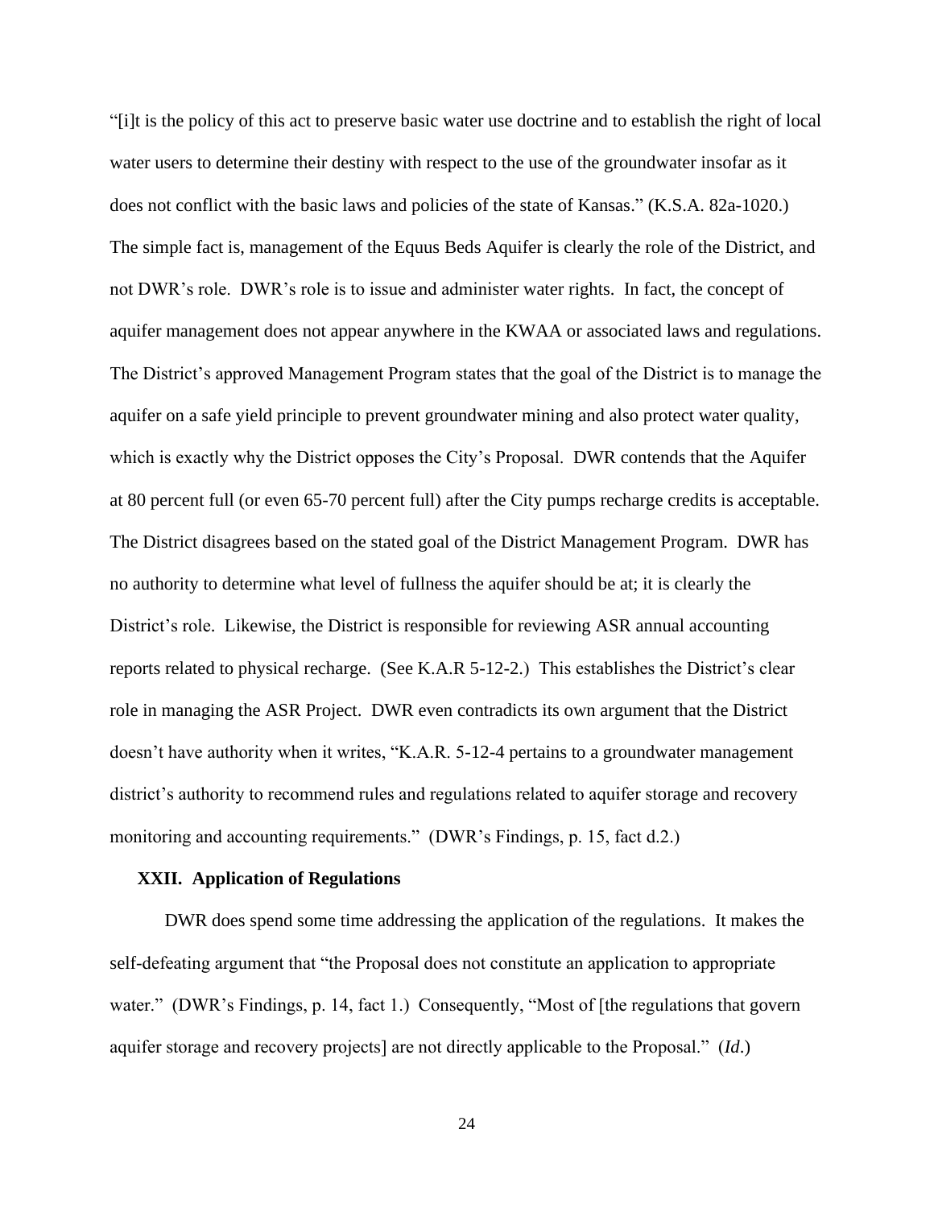"[i]t is the policy of this act to preserve basic water use doctrine and to establish the right of local water users to determine their destiny with respect to the use of the groundwater insofar as it does not conflict with the basic laws and policies of the state of Kansas." (K.S.A. 82a-1020.) The simple fact is, management of the Equus Beds Aquifer is clearly the role of the District, and not DWR's role. DWR's role is to issue and administer water rights. In fact, the concept of aquifer management does not appear anywhere in the KWAA or associated laws and regulations. The District's approved Management Program states that the goal of the District is to manage the aquifer on a safe yield principle to prevent groundwater mining and also protect water quality, which is exactly why the District opposes the City's Proposal. DWR contends that the Aquifer at 80 percent full (or even 65-70 percent full) after the City pumps recharge credits is acceptable. The District disagrees based on the stated goal of the District Management Program. DWR has no authority to determine what level of fullness the aquifer should be at; it is clearly the District's role. Likewise, the District is responsible for reviewing ASR annual accounting reports related to physical recharge. (See K.A.R 5-12-2.) This establishes the District's clear role in managing the ASR Project. DWR even contradicts its own argument that the District doesn't have authority when it writes, "K.A.R. 5-12-4 pertains to a groundwater management district's authority to recommend rules and regulations related to aquifer storage and recovery monitoring and accounting requirements." (DWR's Findings, p. 15, fact d.2.)

## XXII. Application of Regulations

DWR does spend some time addressing the application of the regulations. It makes the self-defeating argument that "the Proposal does not constitute an application to appropriate water." (DWR's Findings, p. 14, fact 1.) Consequently, "Most of [the regulations that govern aquifer storage and recovery projects] are not directly applicable to the Proposal." (*Id*.)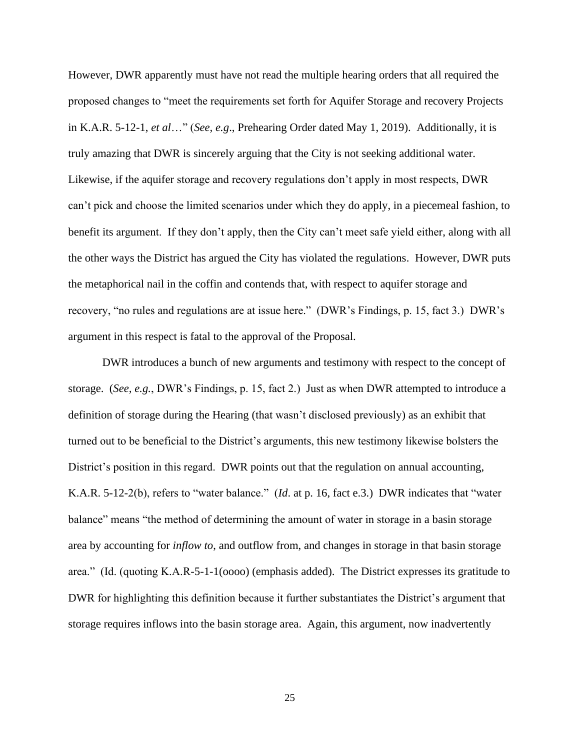However, DWR apparently must have not read the multiple hearing orders that all required the proposed changes to "meet the requirements set forth for Aquifer Storage and recovery Projects in K.A.R. 5-12-1, *et al*…" (*See, e.g*., Prehearing Order dated May 1, 2019). Additionally, it is truly amazing that DWR is sincerely arguing that the City is not seeking additional water. Likewise, if the aquifer storage and recovery regulations don't apply in most respects, DWR can't pick and choose the limited scenarios under which they do apply, in a piecemeal fashion, to benefit its argument. If they don't apply, then the City can't meet safe yield either, along with all the other ways the District has argued the City has violated the regulations. However, DWR puts the metaphorical nail in the coffin and contends that, with respect to aquifer storage and recovery, "no rules and regulations are at issue here." (DWR's Findings, p. 15, fact 3.) DWR's argument in this respect is fatal to the approval of the Proposal.

DWR introduces a bunch of new arguments and testimony with respect to the concept of storage. (*See, e.g.*, DWR's Findings, p. 15, fact 2.) Just as when DWR attempted to introduce a definition of storage during the Hearing (that wasn't disclosed previously) as an exhibit that turned out to be beneficial to the District's arguments, this new testimony likewise bolsters the District's position in this regard. DWR points out that the regulation on annual accounting, K.A.R. 5-12-2(b), refers to "water balance." (*Id*. at p. 16, fact e.3.) DWR indicates that "water balance" means "the method of determining the amount of water in storage in a basin storage area by accounting for *inflow to*, and outflow from, and changes in storage in that basin storage area." (Id. (quoting K.A.R-5-1-1(oooo) (emphasis added). The District expresses its gratitude to DWR for highlighting this definition because it further substantiates the District's argument that storage requires inflows into the basin storage area. Again, this argument, now inadvertently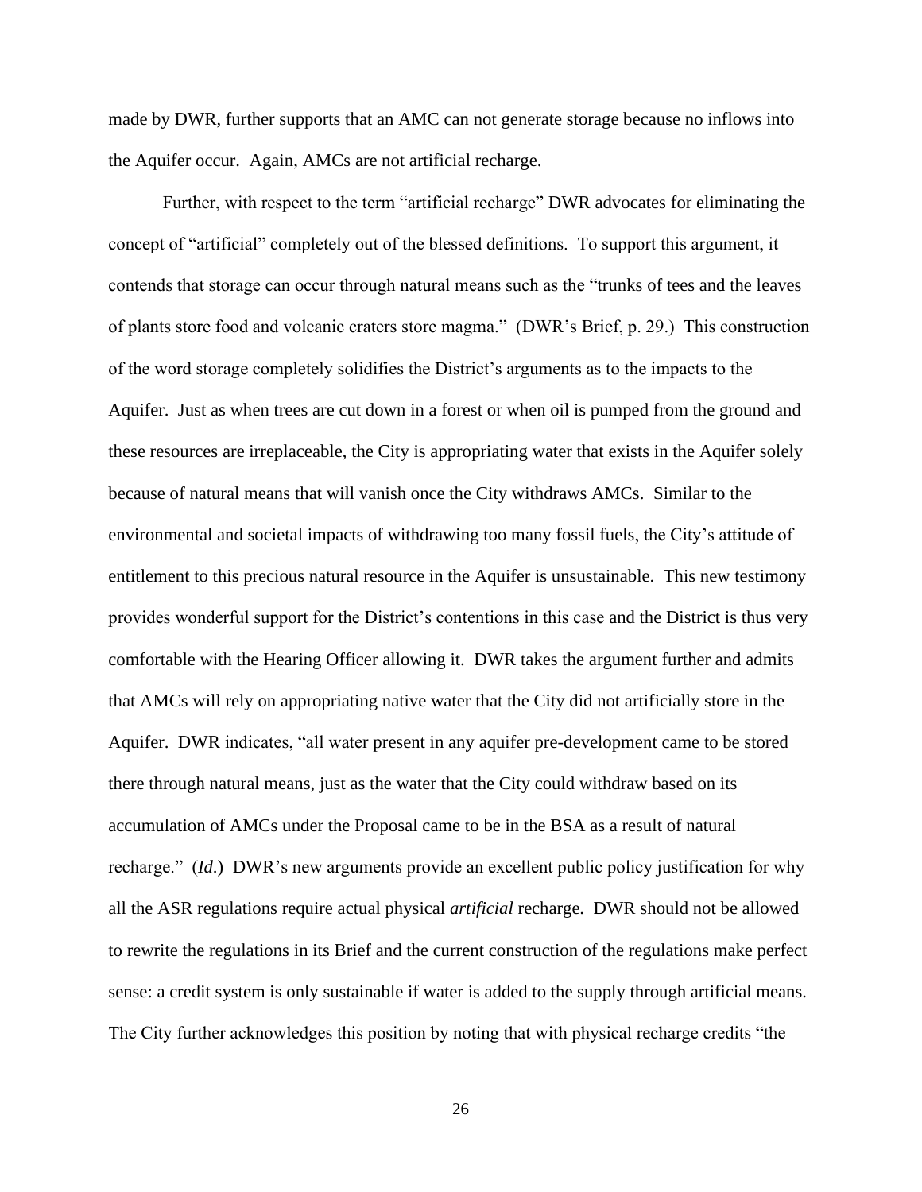made by DWR, further supports that an AMC can not generate storage because no inflows into the Aquifer occur. Again, AMCs are not artificial recharge.

Further, with respect to the term "artificial recharge" DWR advocates for eliminating the concept of "artificial" completely out of the blessed definitions. To support this argument, it contends that storage can occur through natural means such as the "trunks of tees and the leaves of plants store food and volcanic craters store magma." (DWR's Brief, p. 29.) This construction of the word storage completely solidifies the District's arguments as to the impacts to the Aquifer. Just as when trees are cut down in a forest or when oil is pumped from the ground and these resources are irreplaceable, the City is appropriating water that exists in the Aquifer solely because of natural means that will vanish once the City withdraws AMCs. Similar to the environmental and societal impacts of withdrawing too many fossil fuels, the City's attitude of entitlement to this precious natural resource in the Aquifer is unsustainable. This new testimony provides wonderful support for the District's contentions in this case and the District is thus very comfortable with the Hearing Officer allowing it. DWR takes the argument further and admits that AMCs will rely on appropriating native water that the City did not artificially store in the Aquifer. DWR indicates, "all water present in any aquifer pre-development came to be stored there through natural means, just as the water that the City could withdraw based on its accumulation of AMCs under the Proposal came to be in the BSA as a result of natural recharge." (*Id.*) DWR's new arguments provide an excellent public policy justification for why all the ASR regulations require actual physical *artificial* recharge. DWR should not be allowed to rewrite the regulations in its Brief and the current construction of the regulations make perfect sense: a credit system is only sustainable if water is added to the supply through artificial means. The City further acknowledges this position by noting that with physical recharge credits "the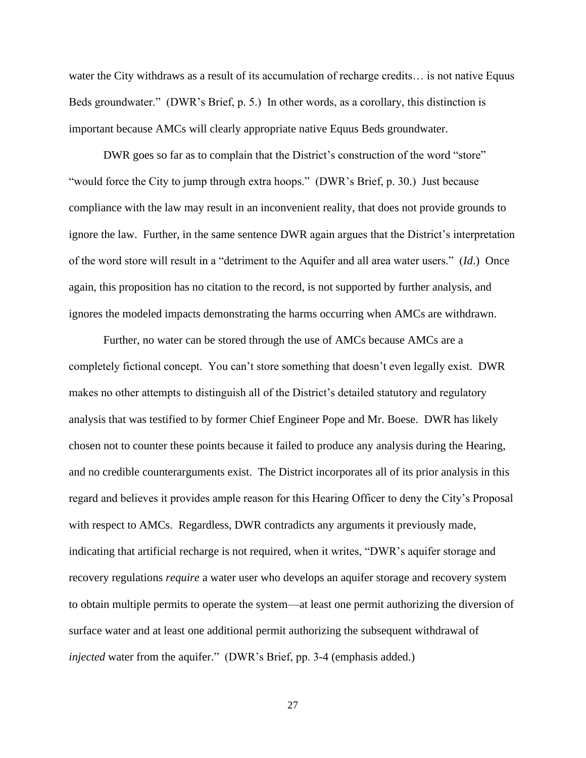water the City withdraws as a result of its accumulation of recharge credits… is not native Equus Beds groundwater." (DWR's Brief, p. 5.) In other words, as a corollary, this distinction is important because AMCs will clearly appropriate native Equus Beds groundwater.

DWR goes so far as to complain that the District's construction of the word "store" "would force the City to jump through extra hoops." (DWR's Brief, p. 30.) Just because compliance with the law may result in an inconvenient reality, that does not provide grounds to ignore the law. Further, in the same sentence DWR again argues that the District's interpretation of the word store will result in a "detriment to the Aquifer and all area water users." (*Id*.) Once again, this proposition has no citation to the record, is not supported by further analysis, and ignores the modeled impacts demonstrating the harms occurring when AMCs are withdrawn.

Further, no water can be stored through the use of AMCs because AMCs are a completely fictional concept. You can't store something that doesn't even legally exist. DWR makes no other attempts to distinguish all of the District's detailed statutory and regulatory analysis that was testified to by former Chief Engineer Pope and Mr. Boese. DWR has likely chosen not to counter these points because it failed to produce any analysis during the Hearing, and no credible counterarguments exist. The District incorporates all of its prior analysis in this regard and believes it provides ample reason for this Hearing Officer to deny the City's Proposal with respect to AMCs. Regardless, DWR contradicts any arguments it previously made, indicating that artificial recharge is not required, when it writes, "DWR's aquifer storage and recovery regulations *require* a water user who develops an aquifer storage and recovery system to obtain multiple permits to operate the system—at least one permit authorizing the diversion of surface water and at least one additional permit authorizing the subsequent withdrawal of *injected* water from the aquifer." (DWR's Brief, pp. 3-4 (emphasis added.)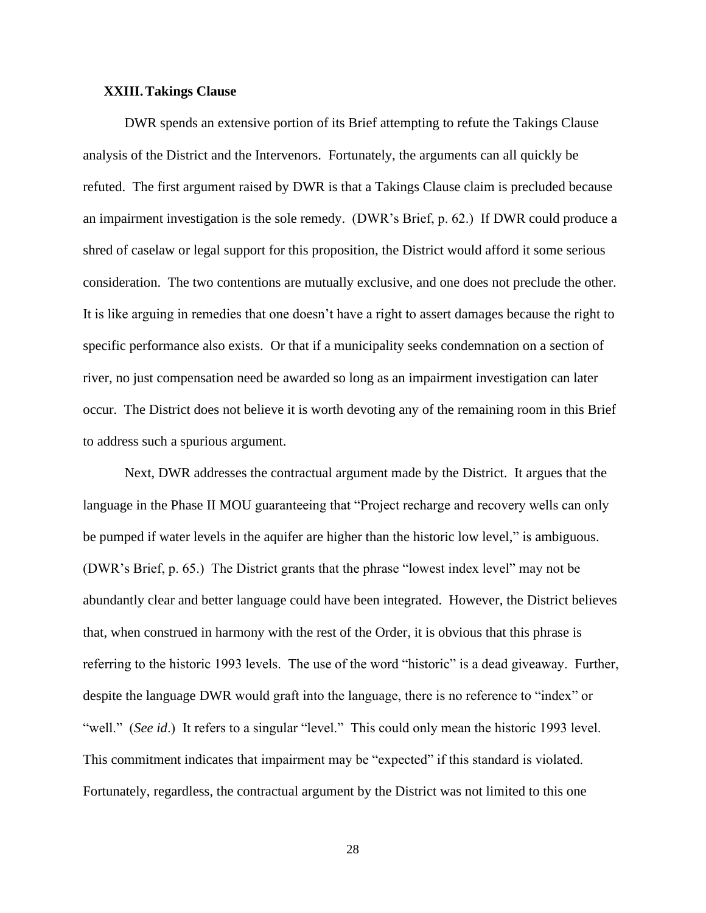## XXIII. Takings Clause

DWR spends an extensive portion of its Brief attempting to refute the Takings Clause analysis of the District and the Intervenors. Fortunately, the arguments can all quickly be refuted. The first argument raised by DWR is that a Takings Clause claim is precluded because an impairment investigation is the sole remedy. (DWR's Brief, p. 62.) If DWR could produce a shred of caselaw or legal support for this proposition, the District would afford it some serious consideration. The two contentions are mutually exclusive, and one does not preclude the other. It is like arguing in remedies that one doesn't have a right to assert damages because the right to specific performance also exists. Or that if a municipality seeks condemnation on a section of river, no just compensation need be awarded so long as an impairment investigation can later occur. The District does not believe it is worth devoting any of the remaining room in this Brief to address such a spurious argument.

Next, DWR addresses the contractual argument made by the District. It argues that the language in the Phase II MOU guaranteeing that "Project recharge and recovery wells can only be pumped if water levels in the aquifer are higher than the historic low level," is ambiguous. (DWR's Brief, p. 65.) The District grants that the phrase "lowest index level" may not be abundantly clear and better language could have been integrated. However, the District believes that, when construed in harmony with the rest of the Order, it is obvious that this phrase is referring to the historic 1993 levels. The use of the word "historic" is a dead giveaway. Further, despite the language DWR would graft into the language, there is no reference to "index" or "well." (*See id*.) It refers to a singular "level." This could only mean the historic 1993 level. This commitment indicates that impairment may be "expected" if this standard is violated. Fortunately, regardless, the contractual argument by the District was not limited to this one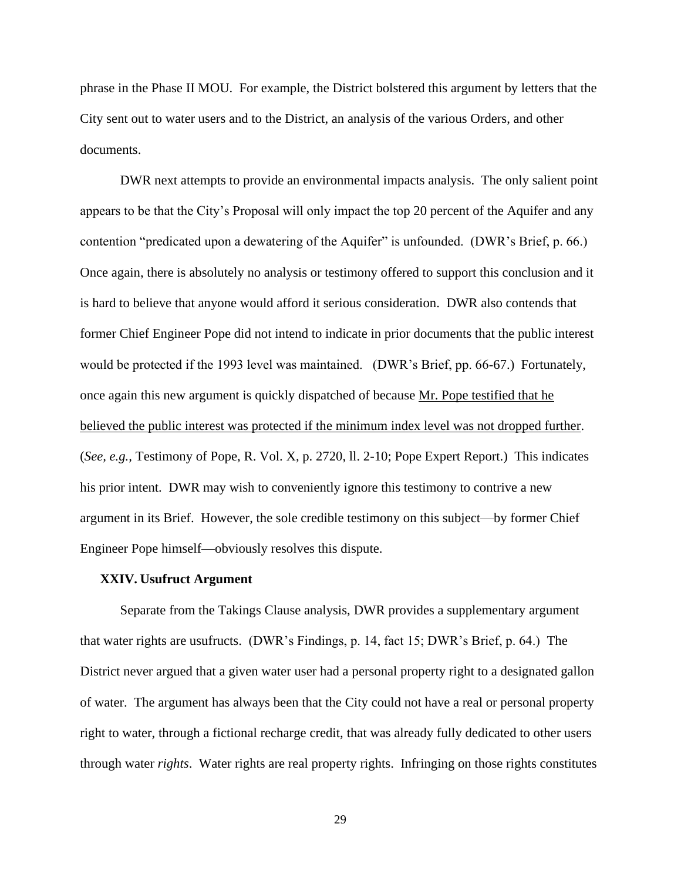phrase in the Phase II MOU. For example, the District bolstered this argument by letters that the City sent out to water users and to the District, an analysis of the various Orders, and other documents.

DWR next attempts to provide an environmental impacts analysis. The only salient point appears to be that the City's Proposal will only impact the top 20 percent of the Aquifer and any contention "predicated upon a dewatering of the Aquifer" is unfounded. (DWR's Brief, p. 66.) Once again, there is absolutely no analysis or testimony offered to support this conclusion and it is hard to believe that anyone would afford it serious consideration. DWR also contends that former Chief Engineer Pope did not intend to indicate in prior documents that the public interest would be protected if the 1993 level was maintained. (DWR's Brief, pp. 66-67.) Fortunately, once again this new argument is quickly dispatched of because <u>Mr. Pope testified that he believed the public interest was protected if the minimum index level was not dropped further</u>. (*See, e.g.,* Testimony of Pope, R. Vol. X, p. 2720, ll. 2-10; Pope Expert Report.) This indicates his prior intent. DWR may wish to conveniently ignore this testimony to contrive a new argument in its Brief. However, the sole credible testimony on this subject—by former Chief Engineer Pope himself—obviously resolves this dispute.

### XXIV. Usufruct Argument

Separate from the Takings Clause analysis, DWR provides a supplementary argument that water rights are usufructs. (DWR's Findings, p. 14, fact 15; DWR's Brief, p. 64.) The District never argued that a given water user had a personal property right to a designated gallon of water. The argument has always been that the City could not have a real or personal property right to water, through a fictional recharge credit, that was already fully dedicated to other users through water *rights*. Water rights are real property rights. Infringing on those rights constitutes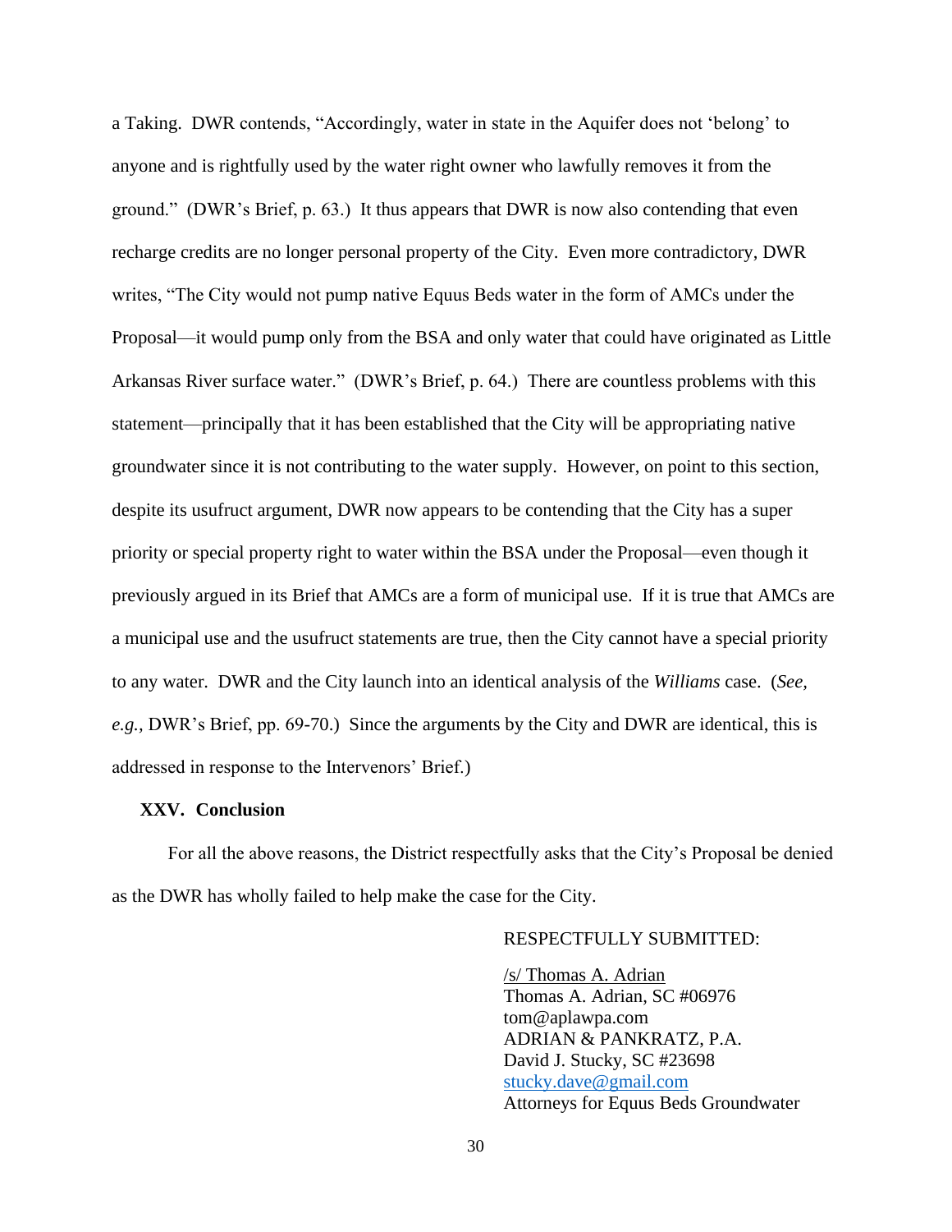a Taking. DWR contends, "Accordingly, water in state in the Aquifer does not 'belong' to anyone and is rightfully used by the water right owner who lawfully removes it from the ground." (DWR's Brief, p. 63.) It thus appears that DWR is now also contending that even recharge credits are no longer personal property of the City. Even more contradictory, DWR writes, "The City would not pump native Equus Beds water in the form of AMCs under the Proposal—it would pump only from the BSA and only water that could have originated as Little Arkansas River surface water." (DWR's Brief, p. 64.) There are countless problems with this statement—principally that it has been established that the City will be appropriating native groundwater since it is not contributing to the water supply. However, on point to this section, despite its usufruct argument, DWR now appears to be contending that the City has a super priority or special property right to water within the BSA under the Proposal—even though it previously argued in its Brief that AMCs are a form of municipal use. If it is true that AMCs are a municipal use and the usufruct statements are true, then the City cannot have a special priority to any water. DWR and the City launch into an identical analysis of the *Williams* case. (*See, e.g.,* DWR's Brief, pp. 69-70.) Since the arguments by the City and DWR are identical, this is addressed in response to the Intervenors' Brief.)

**XXV. Conclusion**

For all the above reasons, the District respectfully asks that the City's Proposal be denied as the DWR has wholly failed to help make the case for the City.

RESPECTFULLY SUBMITTED:

/s/ Thomas A. Adrian
Thomas A. Adrian, SC #06976
tom@aplawpa.com
ADRIAN & PANKRATZ, P.A.
David J. Stucky, SC #23698
stucky.dave@gmail.com
Attorneys for Equus Beds Groundwater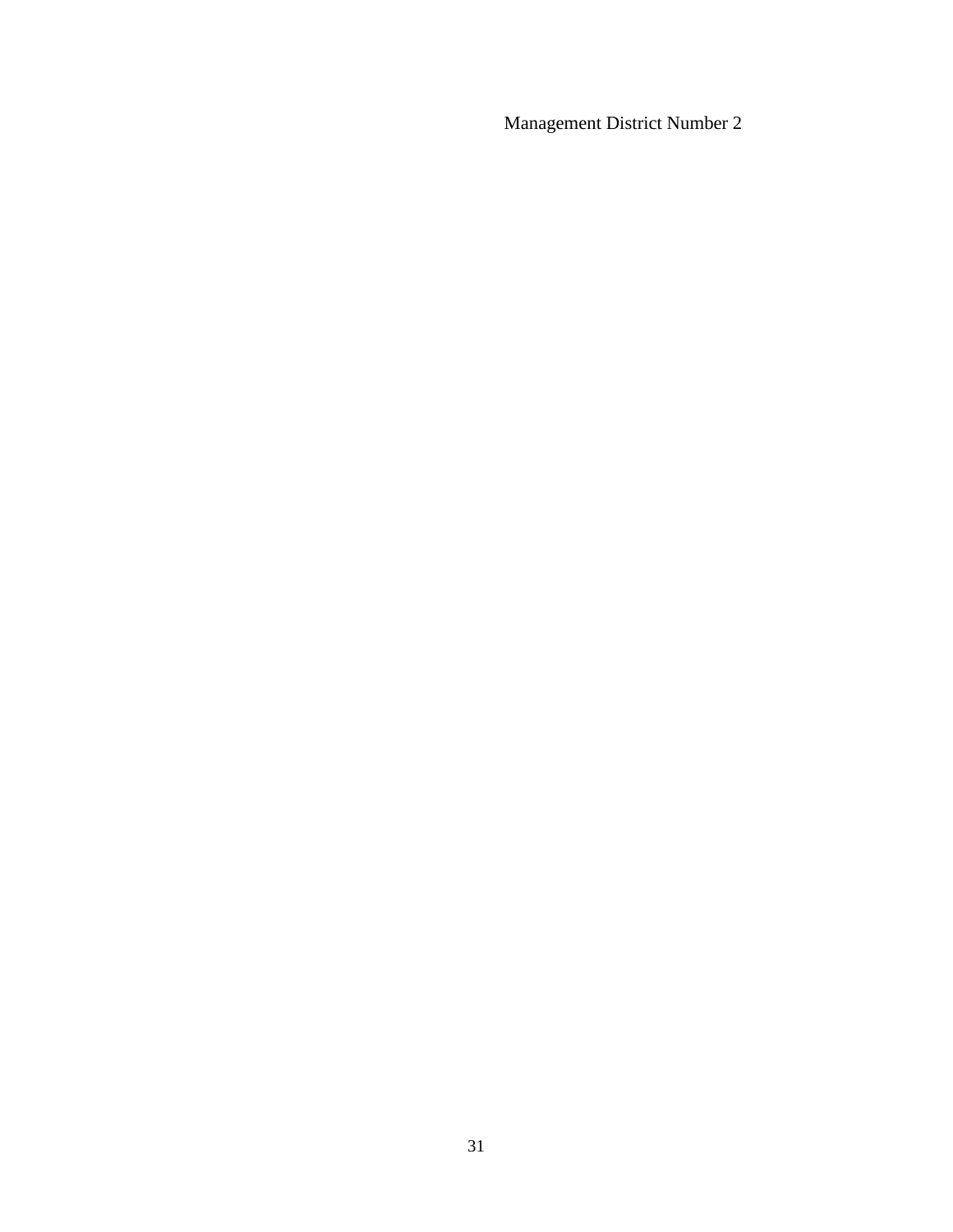Management District Number 2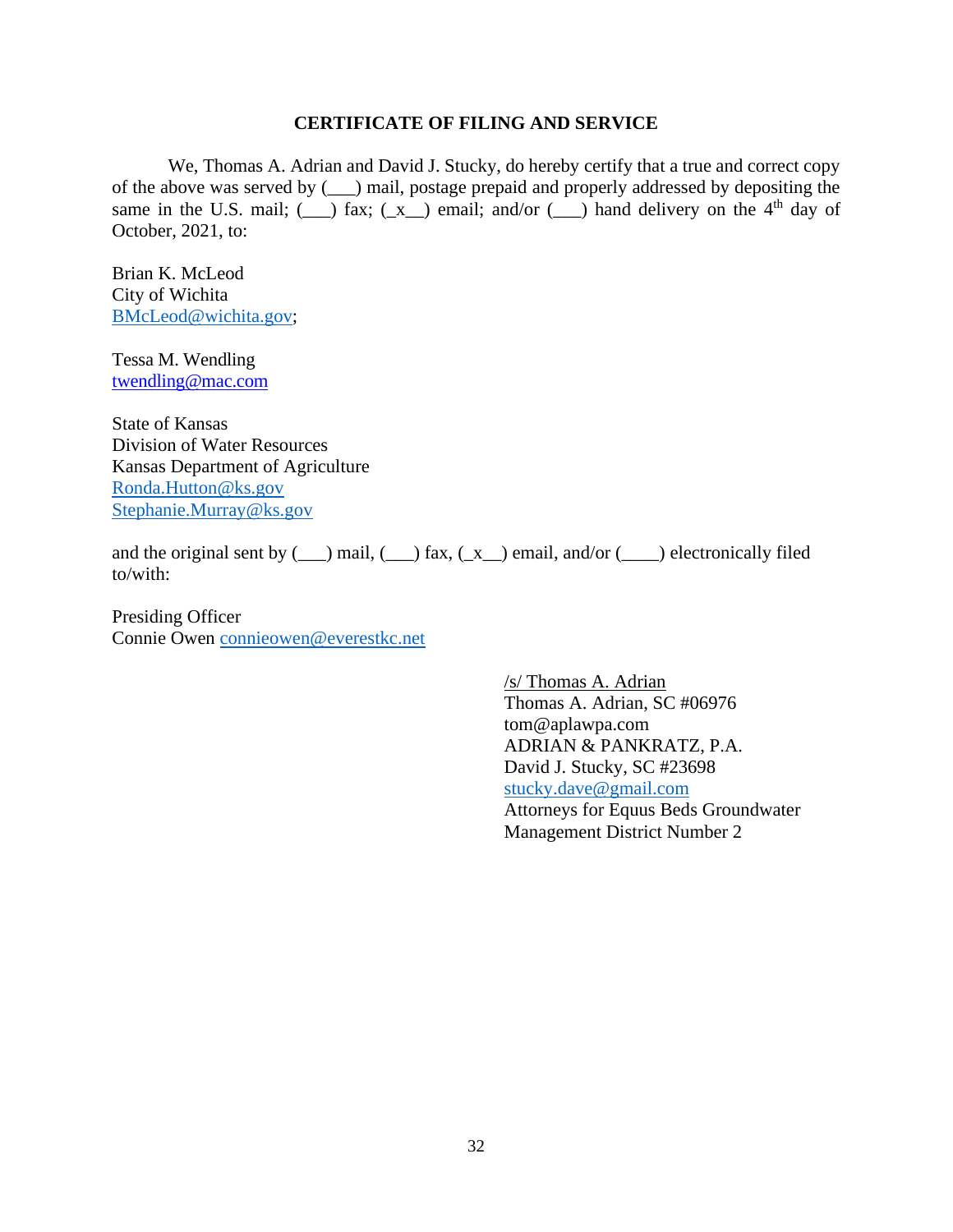**CERTIFICATE OF FILING AND SERVICE**

We, Thomas A. Adrian and David J. Stucky, do hereby certify that a true and correct copy of the above was served by (___) mail, postage prepaid and properly addressed by depositing the same in the U.S. mail; (___) fax; (_x__) email; and/or (___) hand delivery on the 4th day of October, 2021, to:

Brian K. McLeod
City of Wichita
BMcLeod@wichita.gov;

Tessa M. Wendling
twendling@mac.com

State of Kansas
Division of Water Resources
Kansas Department of Agriculture
Ronda.Hutton@ks.gov
Stephanie.Murray@ks.gov

and the original sent by (___) mail, (___) fax, (_x__) email, and/or (____) electronically filed to/with:

Presiding Officer
Connie Owen connieowen@everestkc.net

/s/ Thomas A. Adrian
Thomas A. Adrian, SC #06976
tom@aplawpa.com
ADRIAN & PANKRATZ, P.A.
David J. Stucky, SC #23698
stucky.dave@gmail.com
Attorneys for Equus Beds Groundwater Management District Number 2